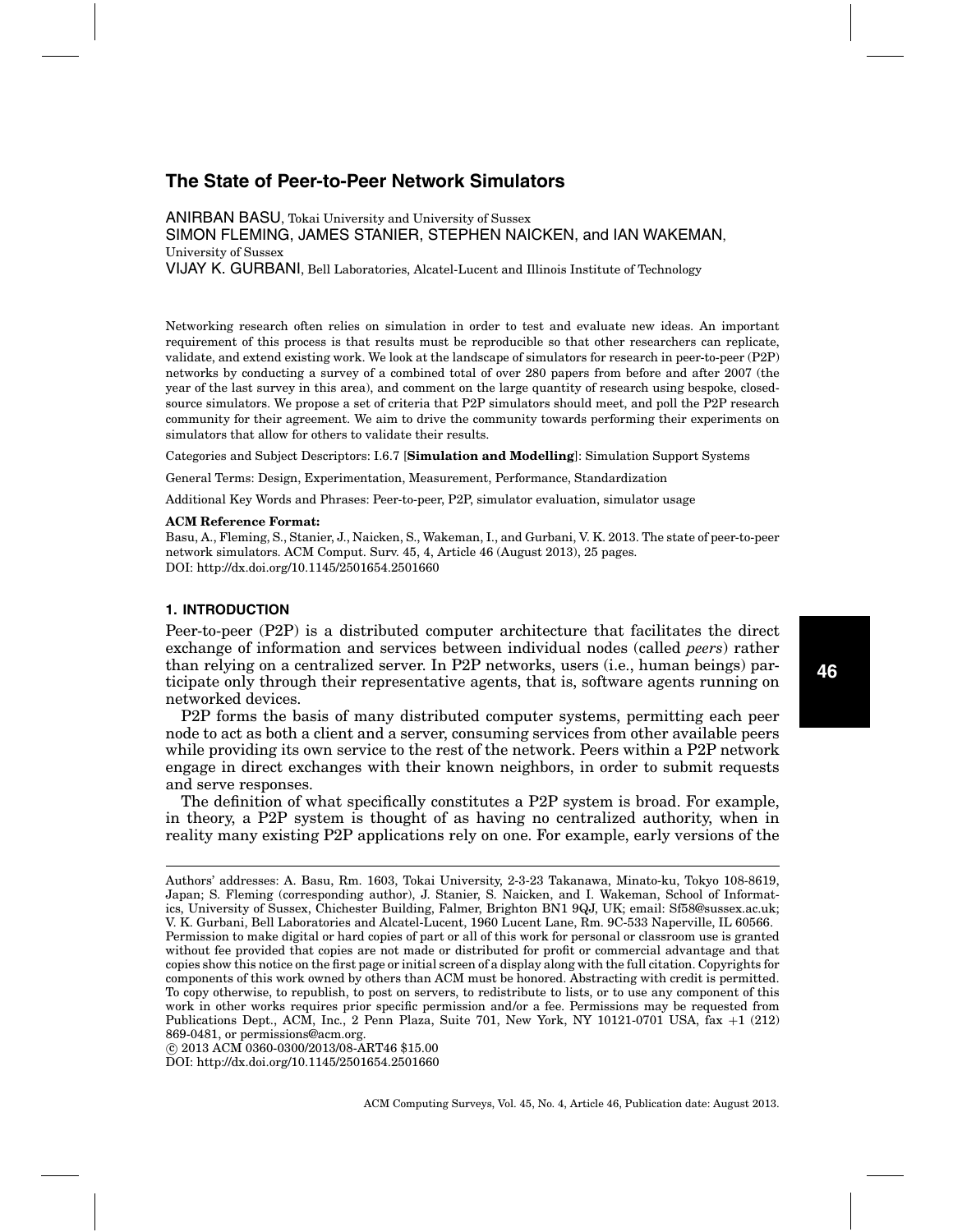# The State of Peer-to-Peer Network Simulators

ANIRBAN BASU, Tokai University and University of Sussex
SIMON FLEMING, JAMES STANIER, STEPHEN NAICKEN, and IAN WAKEMAN, University of Sussex
VIJAY K. GURBANI, Bell Laboratories, Alcatel-Lucent and Illinois Institute of Technology

Networking research often relies on simulation in order to test and evaluate new ideas. An important requirement of this process is that results must be reproducible so that other researchers can replicate, validate, and extend existing work. We look at the landscape of simulators for research in peer-to-peer (P2P) networks by conducting a survey of a combined total of over 280 papers from before and after 2007 (the year of the last survey in this area), and comment on the large quantity of research using bespoke, closed-source simulators. We propose a set of criteria that P2P simulators should meet, and poll the P2P research community for their agreement. We aim to drive the community towards performing their experiments on simulators that allow for others to validate their results.

Categories and Subject Descriptors: I.6.7 [**Simulation and Modelling**]: Simulation Support Systems

General Terms: Design, Experimentation, Measurement, Performance, Standardization

Additional Key Words and Phrases: Peer-to-peer, P2P, simulator evaluation, simulator usage

**ACM Reference Format:**

Basu, A., Fleming, S., Stanier, J., Naicken, S., Wakeman, I., and Gurbani, V. K. 2013. The state of peer-to-peer network simulators. ACM Comput. Surv. 45, 4, Article 46 (August 2013), 25 pages.
DOI: http://dx.doi.org/10.1145/2501654.2501660

## 1. INTRODUCTION

Peer-to-peer (P2P) is a distributed computer architecture that facilitates the direct exchange of information and services between individual nodes (called *peers*) rather than relying on a centralized server. In P2P networks, users (i.e., human beings) participate only through their representative agents, that is, software agents running on networked devices.

P2P forms the basis of many distributed computer systems, permitting each peer node to act as both a client and a server, consuming services from other available peers while providing its own service to the rest of the network. Peers within a P2P network engage in direct exchanges with their known neighbors, in order to submit requests and serve responses.

The definition of what specifically constitutes a P2P system is broad. For example, in theory, a P2P system is thought of as having no centralized authority, when in reality many existing P2P applications rely on one. For example, early versions of the

---

Authors' addresses: A. Basu, Rm. 1603, Tokai University, 2-3-23 Takanawa, Minato-ku, Tokyo 108-8619, Japan; S. Fleming (corresponding author), J. Stanier, S. Naicken, and I. Wakeman, School of Informatics, University of Sussex, Chichester Building, Falmer, Brighton BN1 9QJ, UK; email: Sf58@sussex.ac.uk; V. K. Gurbani, Bell Laboratories and Alcatel-Lucent, 1960 Lucent Lane, Rm. 9C-533 Naperville, IL 60566.
Permission to make digital or hard copies of part or all of this work for personal or classroom use is granted without fee provided that copies are not made or distributed for profit or commercial advantage and that copies show this notice on the first page or initial screen of a display along with the full citation. Copyrights for components of this work owned by others than ACM must be honored. Abstracting with credit is permitted. To copy otherwise, to republish, to post on servers, to redistribute to lists, or to use any component of this work in other works requires prior specific permission and/or a fee. Permissions may be requested from Publications Dept., ACM, Inc., 2 Penn Plaza, Suite 701, New York, NY 10121-0701 USA, fax +1 (212) 869-0481, or permissions@acm.org.
© 2013 ACM 0360-0300/2013/08-ART46 $15.00
DOI: http://dx.doi.org/10.1145/2501654.2501660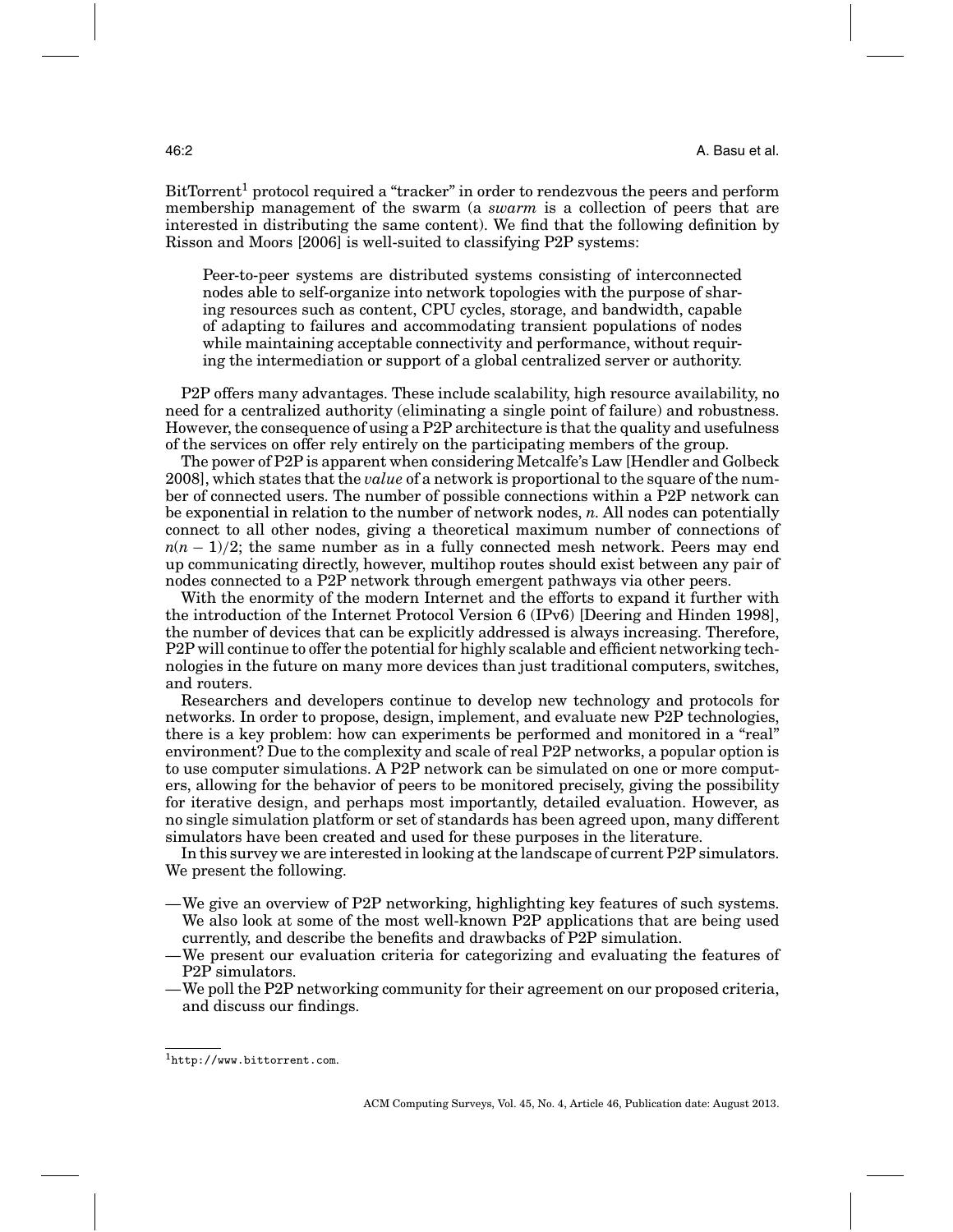BitTorrent[1] protocol required a "tracker" in order to rendezvous the peers and perform membership management of the swarm (a *swarm* is a collection of peers that are interested in distributing the same content). We find that the following definition by Risson and Moors [2006] is well-suited to classifying P2P systems:

> Peer-to-peer systems are distributed systems consisting of interconnected nodes able to self-organize into network topologies with the purpose of sharing resources such as content, CPU cycles, storage, and bandwidth, capable of adapting to failures and accommodating transient populations of nodes while maintaining acceptable connectivity and performance, without requiring the intermediation or support of a global centralized server or authority.

P2P offers many advantages. These include scalability, high resource availability, no need for a centralized authority (eliminating a single point of failure) and robustness. However, the consequence of using a P2P architecture is that the quality and usefulness of the services on offer rely entirely on the participating members of the group.

The power of P2P is apparent when considering Metcalfe's Law [Hendler and Golbeck 2008], which states that the *value* of a network is proportional to the square of the number of connected users. The number of possible connections within a P2P network can be exponential in relation to the number of network nodes, $n$. All nodes can potentially connect to all other nodes, giving a theoretical maximum number of connections of $n(n-1)/2$; the same number as in a fully connected mesh network. Peers may end up communicating directly, however, multihop routes should exist between any pair of nodes connected to a P2P network through emergent pathways via other peers.

With the enormity of the modern Internet and the efforts to expand it further with the introduction of the Internet Protocol Version 6 (IPv6) [Deering and Hinden 1998], the number of devices that can be explicitly addressed is always increasing. Therefore, P2P will continue to offer the potential for highly scalable and efficient networking technologies in the future on many more devices than just traditional computers, switches, and routers.

Researchers and developers continue to develop new technology and protocols for networks. In order to propose, design, implement, and evaluate new P2P technologies, there is a key problem: how can experiments be performed and monitored in a "real" environment? Due to the complexity and scale of real P2P networks, a popular option is to use computer simulations. A P2P network can be simulated on one or more computers, allowing for the behavior of peers to be monitored precisely, giving the possibility for iterative design, and perhaps most importantly, detailed evaluation. However, as no single simulation platform or set of standards has been agreed upon, many different simulators have been created and used for these purposes in the literature.

In this survey we are interested in looking at the landscape of current P2P simulators. We present the following.

- We give an overview of P2P networking, highlighting key features of such systems. We also look at some of the most well-known P2P applications that are being used currently, and describe the benefits and drawbacks of P2P simulation.
- We present our evaluation criteria for categorizing and evaluating the features of P2P simulators.
- We poll the P2P networking community for their agreement on our proposed criteria, and discuss our findings.

[1] http://www.bittorrent.com.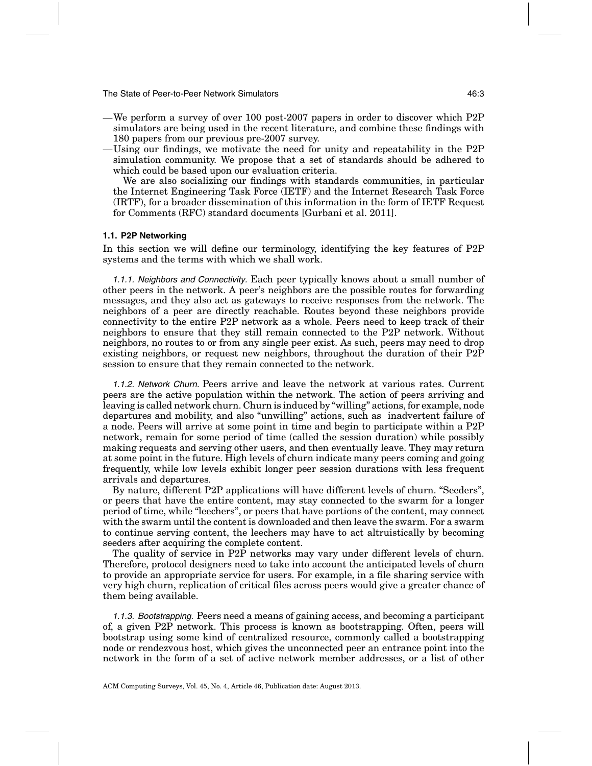—We perform a survey of over 100 post-2007 papers in order to discover which P2P simulators are being used in the recent literature, and combine these findings with 180 papers from our previous pre-2007 survey.

—Using our findings, we motivate the need for unity and repeatability in the P2P simulation community. We propose that a set of standards should be adhered to which could be based upon our evaluation criteria.

We are also socializing our findings with standards communities, in particular the Internet Engineering Task Force (IETF) and the Internet Research Task Force (IRTF), for a broader dissemination of this information in the form of IETF Request for Comments (RFC) standard documents [Gurbani et al. 2011].

### 1.1. P2P Networking

In this section we will define our terminology, identifying the key features of P2P systems and the terms with which we shall work.

*1.1.1. Neighbors and Connectivity.* Each peer typically knows about a small number of other peers in the network. A peer's neighbors are the possible routes for forwarding messages, and they also act as gateways to receive responses from the network. The neighbors of a peer are directly reachable. Routes beyond these neighbors provide connectivity to the entire P2P network as a whole. Peers need to keep track of their neighbors to ensure that they still remain connected to the P2P network. Without neighbors, no routes to or from any single peer exist. As such, peers may need to drop existing neighbors, or request new neighbors, throughout the duration of their P2P session to ensure that they remain connected to the network.

*1.1.2. Network Churn.* Peers arrive and leave the network at various rates. Current peers are the active population within the network. The action of peers arriving and leaving is called network churn. Churn is induced by "willing" actions, for example, node departures and mobility, and also "unwilling" actions, such as inadvertent failure of a node. Peers will arrive at some point in time and begin to participate within a P2P network, remain for some period of time (called the session duration) while possibly making requests and serving other users, and then eventually leave. They may return at some point in the future. High levels of churn indicate many peers coming and going frequently, while low levels exhibit longer peer session durations with less frequent arrivals and departures.

By nature, different P2P applications will have different levels of churn. "Seeders", or peers that have the entire content, may stay connected to the swarm for a longer period of time, while "leechers", or peers that have portions of the content, may connect with the swarm until the content is downloaded and then leave the swarm. For a swarm to continue serving content, the leechers may have to act altruistically by becoming seeders after acquiring the complete content.

The quality of service in P2P networks may vary under different levels of churn. Therefore, protocol designers need to take into account the anticipated levels of churn to provide an appropriate service for users. For example, in a file sharing service with very high churn, replication of critical files across peers would give a greater chance of them being available.

*1.1.3. Bootstrapping.* Peers need a means of gaining access, and becoming a participant of, a given P2P network. This process is known as bootstrapping. Often, peers will bootstrap using some kind of centralized resource, commonly called a bootstrapping node or rendezvous host, which gives the unconnected peer an entrance point into the network in the form of a set of active network member addresses, or a list of other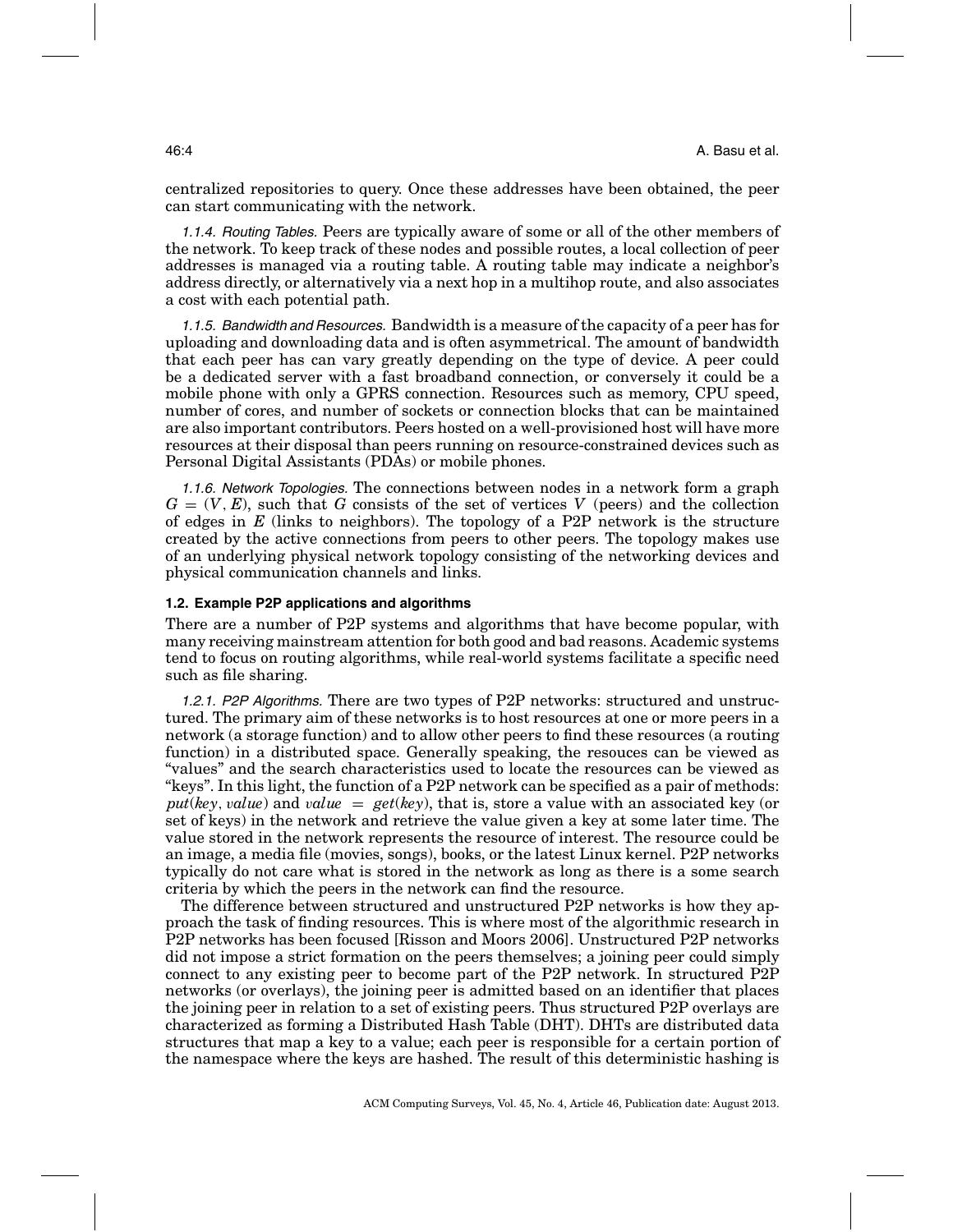centralized repositories to query. Once these addresses have been obtained, the peer can start communicating with the network.

*1.1.4. Routing Tables.* Peers are typically aware of some or all of the other members of the network. To keep track of these nodes and possible routes, a local collection of peer addresses is managed via a routing table. A routing table may indicate a neighbor's address directly, or alternatively via a next hop in a multihop route, and also associates a cost with each potential path.

*1.1.5. Bandwidth and Resources.* Bandwidth is a measure of the capacity of a peer has for uploading and downloading data and is often asymmetrical. The amount of bandwidth that each peer has can vary greatly depending on the type of device. A peer could be a dedicated server with a fast broadband connection, or conversely it could be a mobile phone with only a GPRS connection. Resources such as memory, CPU speed, number of cores, and number of sockets or connection blocks that can be maintained are also important contributors. Peers hosted on a well-provisioned host will have more resources at their disposal than peers running on resource-constrained devices such as Personal Digital Assistants (PDAs) or mobile phones.

*1.1.6. Network Topologies.* The connections between nodes in a network form a graph $G = (V, E)$, such that $G$ consists of the set of vertices $V$ (peers) and the collection of edges in $E$ (links to neighbors). The topology of a P2P network is the structure created by the active connections from peers to other peers. The topology makes use of an underlying physical network topology consisting of the networking devices and physical communication channels and links.

### 1.2. Example P2P applications and algorithms

There are a number of P2P systems and algorithms that have become popular, with many receiving mainstream attention for both good and bad reasons. Academic systems tend to focus on routing algorithms, while real-world systems facilitate a specific need such as file sharing.

*1.2.1. P2P Algorithms.* There are two types of P2P networks: structured and unstructured. The primary aim of these networks is to host resources at one or more peers in a network (a storage function) and to allow other peers to find these resources (a routing function) in a distributed space. Generally speaking, the resouces can be viewed as "values" and the search characteristics used to locate the resources can be viewed as "keys". In this light, the function of a P2P network can be specified as a pair of methods: $put(key, value)$ and $value = get(key)$, that is, store a value with an associated key (or set of keys) in the network and retrieve the value given a key at some later time. The value stored in the network represents the resource of interest. The resource could be an image, a media file (movies, songs), books, or the latest Linux kernel. P2P networks typically do not care what is stored in the network as long as there is a some search criteria by which the peers in the network can find the resource.

The difference between structured and unstructured P2P networks is how they approach the task of finding resources. This is where most of the algorithmic research in P2P networks has been focused [Risson and Moors 2006]. Unstructured P2P networks did not impose a strict formation on the peers themselves; a joining peer could simply connect to any existing peer to become part of the P2P network. In structured P2P networks (or overlays), the joining peer is admitted based on an identifier that places the joining peer in relation to a set of existing peers. Thus structured P2P overlays are characterized as forming a Distributed Hash Table (DHT). DHTs are distributed data structures that map a key to a value; each peer is responsible for a certain portion of the namespace where the keys are hashed. The result of this deterministic hashing is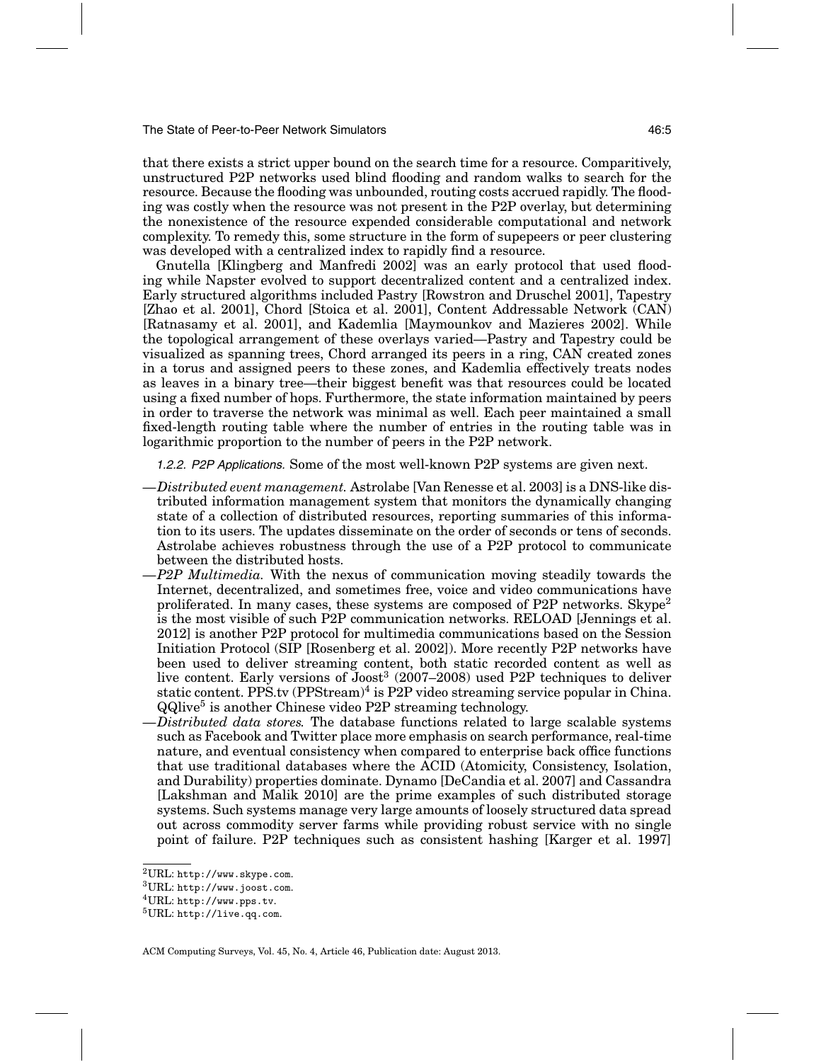that there exists a strict upper bound on the search time for a resource. Comparitively, unstructured P2P networks used blind flooding and random walks to search for the resource. Because the flooding was unbounded, routing costs accrued rapidly. The flooding was costly when the resource was not present in the P2P overlay, but determining the nonexistence of the resource expended considerable computational and network complexity. To remedy this, some structure in the form of supepeers or peer clustering was developed with a centralized index to rapidly find a resource.

Gnutella [Klingberg and Manfredi 2002] was an early protocol that used flooding while Napster evolved to support decentralized content and a centralized index. Early structured algorithms included Pastry [Rowstron and Druschel 2001], Tapestry [Zhao et al. 2001], Chord [Stoica et al. 2001], Content Addressable Network (CAN) [Ratnasamy et al. 2001], and Kademlia [Maymounkov and Mazieres 2002]. While the topological arrangement of these overlays varied—Pastry and Tapestry could be visualized as spanning trees, Chord arranged its peers in a ring, CAN created zones in a torus and assigned peers to these zones, and Kademlia effectively treats nodes as leaves in a binary tree—their biggest benefit was that resources could be located using a fixed number of hops. Furthermore, the state information maintained by peers in order to traverse the network was minimal as well. Each peer maintained a small fixed-length routing table where the number of entries in the routing table was in logarithmic proportion to the number of peers in the P2P network.

*1.2.2. P2P Applications.* Some of the most well-known P2P systems are given next.

—*Distributed event management.* Astrolabe [Van Renesse et al. 2003] is a DNS-like distributed information management system that monitors the dynamically changing state of a collection of distributed resources, reporting summaries of this information to its users. The updates disseminate on the order of seconds or tens of seconds. Astrolabe achieves robustness through the use of a P2P protocol to communicate between the distributed hosts.

—*P2P Multimedia.* With the nexus of communication moving steadily towards the Internet, decentralized, and sometimes free, voice and video communications have proliferated. In many cases, these systems are composed of P2P networks. Skype[2] is the most visible of such P2P communication networks. RELOAD [Jennings et al. 2012] is another P2P protocol for multimedia communications based on the Session Initiation Protocol (SIP [Rosenberg et al. 2002]). More recently P2P networks have been used to deliver streaming content, both static recorded content as well as live content. Early versions of Joost[3] (2007–2008) used P2P techniques to deliver static content. PPS.tv (PPStream)[4] is P2P video streaming service popular in China. QQlive[5] is another Chinese video P2P streaming technology.

—*Distributed data stores.* The database functions related to large scalable systems such as Facebook and Twitter place more emphasis on search performance, real-time nature, and eventual consistency when compared to enterprise back office functions that use traditional databases where the ACID (Atomicity, Consistency, Isolation, and Durability) properties dominate. Dynamo [DeCandia et al. 2007] and Cassandra [Lakshman and Malik 2010] are the prime examples of such distributed storage systems. Such systems manage very large amounts of loosely structured data spread out across commodity server farms while providing robust service with no single point of failure. P2P techniques such as consistent hashing [Karger et al. 1997]

[2]URL: http://www.skype.com.
[3]URL: http://www.joost.com.
[4]URL: http://www.pps.tv.
[5]URL: http://live.qq.com.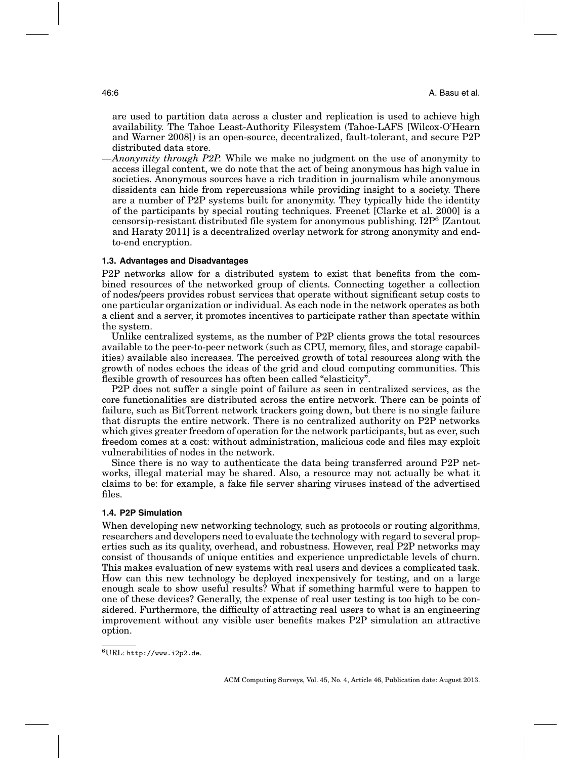are used to partition data across a cluster and replication is used to achieve high availability. The Tahoe Least-Authority Filesystem (Tahoe-LAFS [Wilcox-O'Hearn and Warner 2008]) is an open-source, decentralized, fault-tolerant, and secure P2P distributed data store.

—*Anonymity through P2P.* While we make no judgment on the use of anonymity to access illegal content, we do note that the act of being anonymous has high value in societies. Anonymous sources have a rich tradition in journalism while anonymous dissidents can hide from repercussions while providing insight to a society. There are a number of P2P systems built for anonymity. They typically hide the identity of the participants by special routing techniques. Freenet [Clarke et al. 2000] is a censorsip-resistant distributed file system for anonymous publishing. I2P[6] [Zantout and Haraty 2011] is a decentralized overlay network for strong anonymity and end-to-end encryption.

### 1.3. Advantages and Disadvantages

P2P networks allow for a distributed system to exist that benefits from the combined resources of the networked group of clients. Connecting together a collection of nodes/peers provides robust services that operate without significant setup costs to one particular organization or individual. As each node in the network operates as both a client and a server, it promotes incentives to participate rather than spectate within the system.

Unlike centralized systems, as the number of P2P clients grows the total resources available to the peer-to-peer network (such as CPU, memory, files, and storage capabilities) available also increases. The perceived growth of total resources along with the growth of nodes echoes the ideas of the grid and cloud computing communities. This flexible growth of resources has often been called "elasticity".

P2P does not suffer a single point of failure as seen in centralized services, as the core functionalities are distributed across the entire network. There can be points of failure, such as BitTorrent network trackers going down, but there is no single failure that disrupts the entire network. There is no centralized authority on P2P networks which gives greater freedom of operation for the network participants, but as ever, such freedom comes at a cost: without administration, malicious code and files may exploit vulnerabilities of nodes in the network.

Since there is no way to authenticate the data being transferred around P2P networks, illegal material may be shared. Also, a resource may not actually be what it claims to be: for example, a fake file server sharing viruses instead of the advertised files.

### 1.4. P2P Simulation

When developing new networking technology, such as protocols or routing algorithms, researchers and developers need to evaluate the technology with regard to several properties such as its quality, overhead, and robustness. However, real P2P networks may consist of thousands of unique entities and experience unpredictable levels of churn. This makes evaluation of new systems with real users and devices a complicated task. How can this new technology be deployed inexpensively for testing, and on a large enough scale to show useful results? What if something harmful were to happen to one of these devices? Generally, the expense of real user testing is too high to be considered. Furthermore, the difficulty of attracting real users to what is an engineering improvement without any visible user benefits makes P2P simulation an attractive option.

---

[6] URL: http://www.i2p2.de.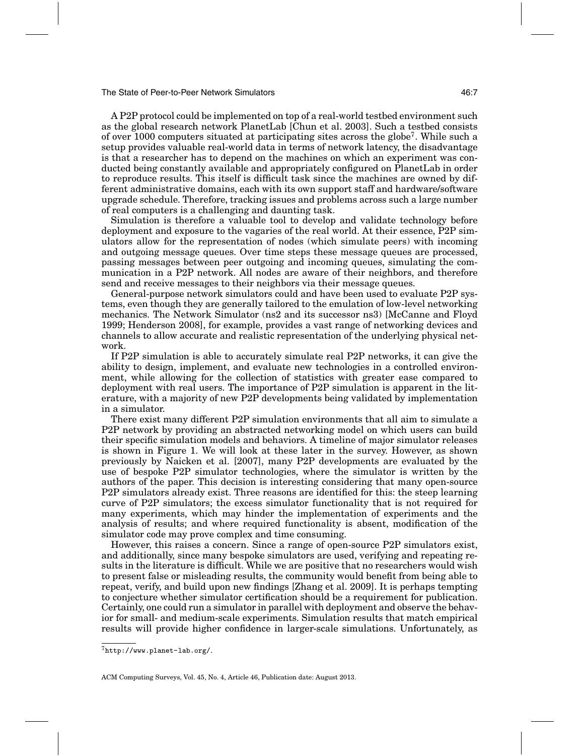A P2P protocol could be implemented on top of a real-world testbed environment such as the global research network PlanetLab [Chun et al. 2003]. Such a testbed consists of over 1000 computers situated at participating sites across the globe[7]. While such a setup provides valuable real-world data in terms of network latency, the disadvantage is that a researcher has to depend on the machines on which an experiment was conducted being constantly available and appropriately configured on PlanetLab in order to reproduce results. This itself is difficult task since the machines are owned by different administrative domains, each with its own support staff and hardware/software upgrade schedule. Therefore, tracking issues and problems across such a large number of real computers is a challenging and daunting task.

Simulation is therefore a valuable tool to develop and validate technology before deployment and exposure to the vagaries of the real world. At their essence, P2P simulators allow for the representation of nodes (which simulate peers) with incoming and outgoing message queues. Over time steps these message queues are processed, passing messages between peer outgoing and incoming queues, simulating the communication in a P2P network. All nodes are aware of their neighbors, and therefore send and receive messages to their neighbors via their message queues.

General-purpose network simulators could and have been used to evaluate P2P systems, even though they are generally tailored to the emulation of low-level networking mechanics. The Network Simulator (ns2 and its successor ns3) [McCanne and Floyd 1999; Henderson 2008], for example, provides a vast range of networking devices and channels to allow accurate and realistic representation of the underlying physical network.

If P2P simulation is able to accurately simulate real P2P networks, it can give the ability to design, implement, and evaluate new technologies in a controlled environment, while allowing for the collection of statistics with greater ease compared to deployment with real users. The importance of P2P simulation is apparent in the literature, with a majority of new P2P developments being validated by implementation in a simulator.

There exist many different P2P simulation environments that all aim to simulate a P2P network by providing an abstracted networking model on which users can build their specific simulation models and behaviors. A timeline of major simulator releases is shown in Figure 1. We will look at these later in the survey. However, as shown previously by Naicken et al. [2007], many P2P developments are evaluated by the use of bespoke P2P simulator technologies, where the simulator is written by the authors of the paper. This decision is interesting considering that many open-source P2P simulators already exist. Three reasons are identified for this: the steep learning curve of P2P simulators; the excess simulator functionality that is not required for many experiments, which may hinder the implementation of experiments and the analysis of results; and where required functionality is absent, modification of the simulator code may prove complex and time consuming.

However, this raises a concern. Since a range of open-source P2P simulators exist, and additionally, since many bespoke simulators are used, verifying and repeating results in the literature is difficult. While we are positive that no researchers would wish to present false or misleading results, the community would benefit from being able to repeat, verify, and build upon new findings [Zhang et al. 2009]. It is perhaps tempting to conjecture whether simulator certification should be a requirement for publication. Certainly, one could run a simulator in parallel with deployment and observe the behavior for small- and medium-scale experiments. Simulation results that match empirical results will provide higher confidence in larger-scale simulations. Unfortunately, as

[7] http://www.planet-lab.org/.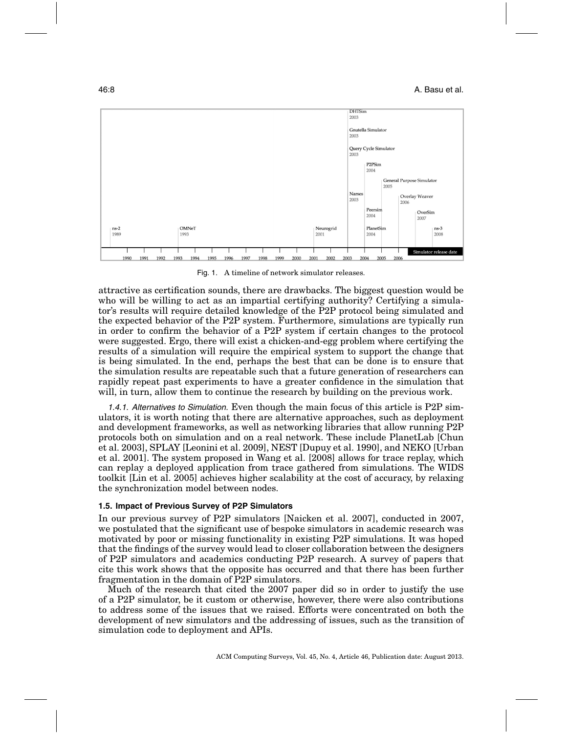Fig. 1. A timeline of network simulator releases.

attractive as certification sounds, there are drawbacks. The biggest question would be who will be willing to act as an impartial certifying authority? Certifying a simulator's results will require detailed knowledge of the P2P protocol being simulated and the expected behavior of the P2P system. Furthermore, simulations are typically run in order to confirm the behavior of a P2P system if certain changes to the protocol were suggested. Ergo, there will exist a chicken-and-egg problem where certifying the results of a simulation will require the empirical system to support the change that is being simulated. In the end, perhaps the best that can be done is to ensure that the simulation results are repeatable such that a future generation of researchers can rapidly repeat past experiments to have a greater confidence in the simulation that will, in turn, allow them to continue the research by building on the previous work.

*1.4.1. Alternatives to Simulation.* Even though the main focus of this article is P2P simulators, it is worth noting that there are alternative approaches, such as deployment and development frameworks, as well as networking libraries that allow running P2P protocols both on simulation and on a real network. These include PlanetLab [Chun et al. 2003], SPLAY [Leonini et al. 2009], NEST [Dupuy et al. 1990], and NEKO [Urban et al. 2001]. The system proposed in Wang et al. [2008] allows for trace replay, which can replay a deployed application from trace gathered from simulations. The WIDS toolkit [Lin et al. 2005] achieves higher scalability at the cost of accuracy, by relaxing the synchronization model between nodes.

### 1.5. Impact of Previous Survey of P2P Simulators

In our previous survey of P2P simulators [Naicken et al. 2007], conducted in 2007, we postulated that the significant use of bespoke simulators in academic research was motivated by poor or missing functionality in existing P2P simulations. It was hoped that the findings of the survey would lead to closer collaboration between the designers of P2P simulators and academics conducting P2P research. A survey of papers that cite this work shows that the opposite has occurred and that there has been further fragmentation in the domain of P2P simulators.

Much of the research that cited the 2007 paper did so in order to justify the use of a P2P simulator, be it custom or otherwise, however, there were also contributions to address some of the issues that we raised. Efforts were concentrated on both the development of new simulators and the addressing of issues, such as the transition of simulation code to deployment and APIs.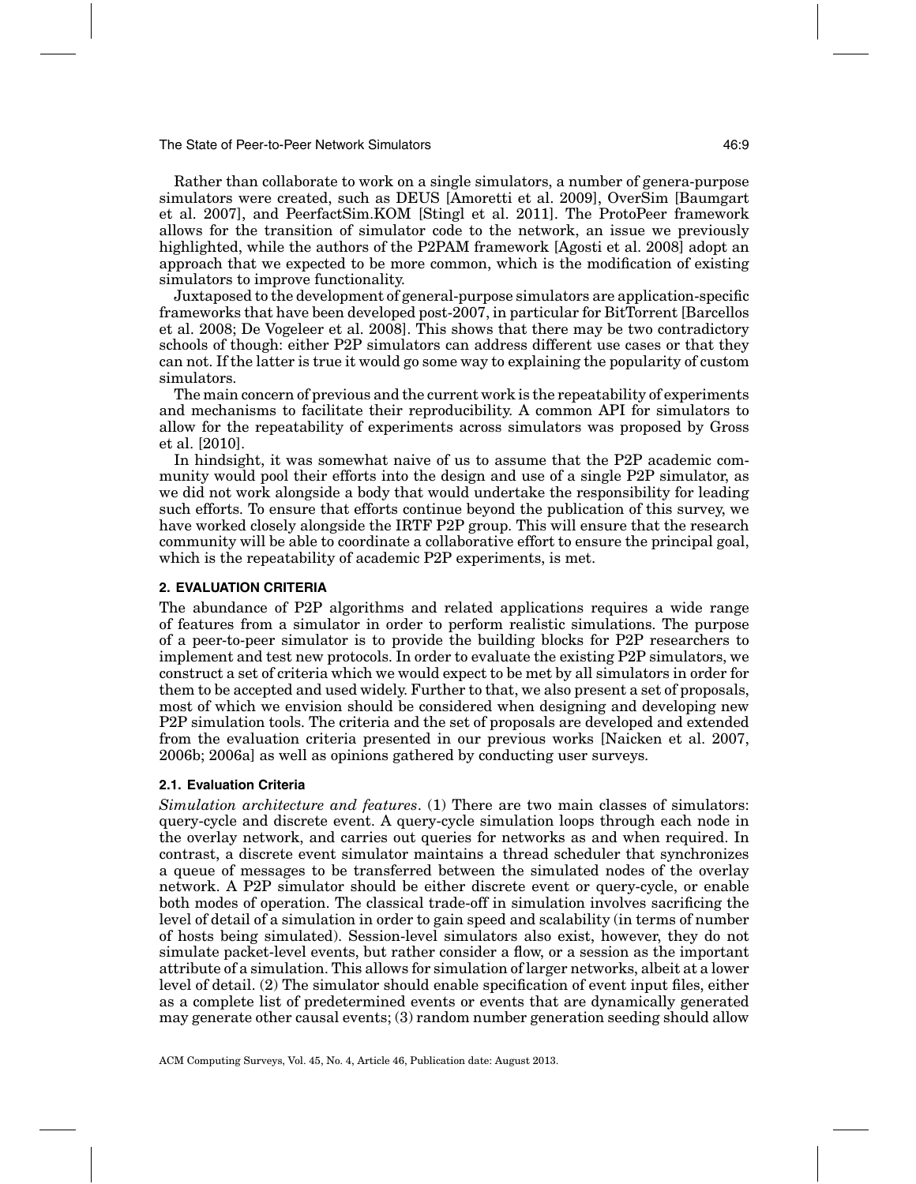Rather than collaborate to work on a single simulators, a number of genera-purpose simulators were created, such as DEUS [Amoretti et al. 2009], OverSim [Baumgart et al. 2007], and PeerfactSim.KOM [Stingl et al. 2011]. The ProtoPeer framework allows for the transition of simulator code to the network, an issue we previously highlighted, while the authors of the P2PAM framework [Agosti et al. 2008] adopt an approach that we expected to be more common, which is the modification of existing simulators to improve functionality.

Juxtaposed to the development of general-purpose simulators are application-specific frameworks that have been developed post-2007, in particular for BitTorrent [Barcellos et al. 2008; De Vogeleer et al. 2008]. This shows that there may be two contradictory schools of though: either P2P simulators can address different use cases or that they can not. If the latter is true it would go some way to explaining the popularity of custom simulators.

The main concern of previous and the current work is the repeatability of experiments and mechanisms to facilitate their reproducibility. A common API for simulators to allow for the repeatability of experiments across simulators was proposed by Gross et al. [2010].

In hindsight, it was somewhat naive of us to assume that the P2P academic community would pool their efforts into the design and use of a single P2P simulator, as we did not work alongside a body that would undertake the responsibility for leading such efforts. To ensure that efforts continue beyond the publication of this survey, we have worked closely alongside the IRTF P2P group. This will ensure that the research community will be able to coordinate a collaborative effort to ensure the principal goal, which is the repeatability of academic P2P experiments, is met.

## 2. EVALUATION CRITERIA

The abundance of P2P algorithms and related applications requires a wide range of features from a simulator in order to perform realistic simulations. The purpose of a peer-to-peer simulator is to provide the building blocks for P2P researchers to implement and test new protocols. In order to evaluate the existing P2P simulators, we construct a set of criteria which we would expect to be met by all simulators in order for them to be accepted and used widely. Further to that, we also present a set of proposals, most of which we envision should be considered when designing and developing new P2P simulation tools. The criteria and the set of proposals are developed and extended from the evaluation criteria presented in our previous works [Naicken et al. 2007, 2006b; 2006a] as well as opinions gathered by conducting user surveys.

### 2.1. Evaluation Criteria

*Simulation architecture and features*. (1) There are two main classes of simulators: query-cycle and discrete event. A query-cycle simulation loops through each node in the overlay network, and carries out queries for networks as and when required. In contrast, a discrete event simulator maintains a thread scheduler that synchronizes a queue of messages to be transferred between the simulated nodes of the overlay network. A P2P simulator should be either discrete event or query-cycle, or enable both modes of operation. The classical trade-off in simulation involves sacrificing the level of detail of a simulation in order to gain speed and scalability (in terms of number of hosts being simulated). Session-level simulators also exist, however, they do not simulate packet-level events, but rather consider a flow, or a session as the important attribute of a simulation. This allows for simulation of larger networks, albeit at a lower level of detail. (2) The simulator should enable specification of event input files, either as a complete list of predetermined events or events that are dynamically generated may generate other causal events; (3) random number generation seeding should allow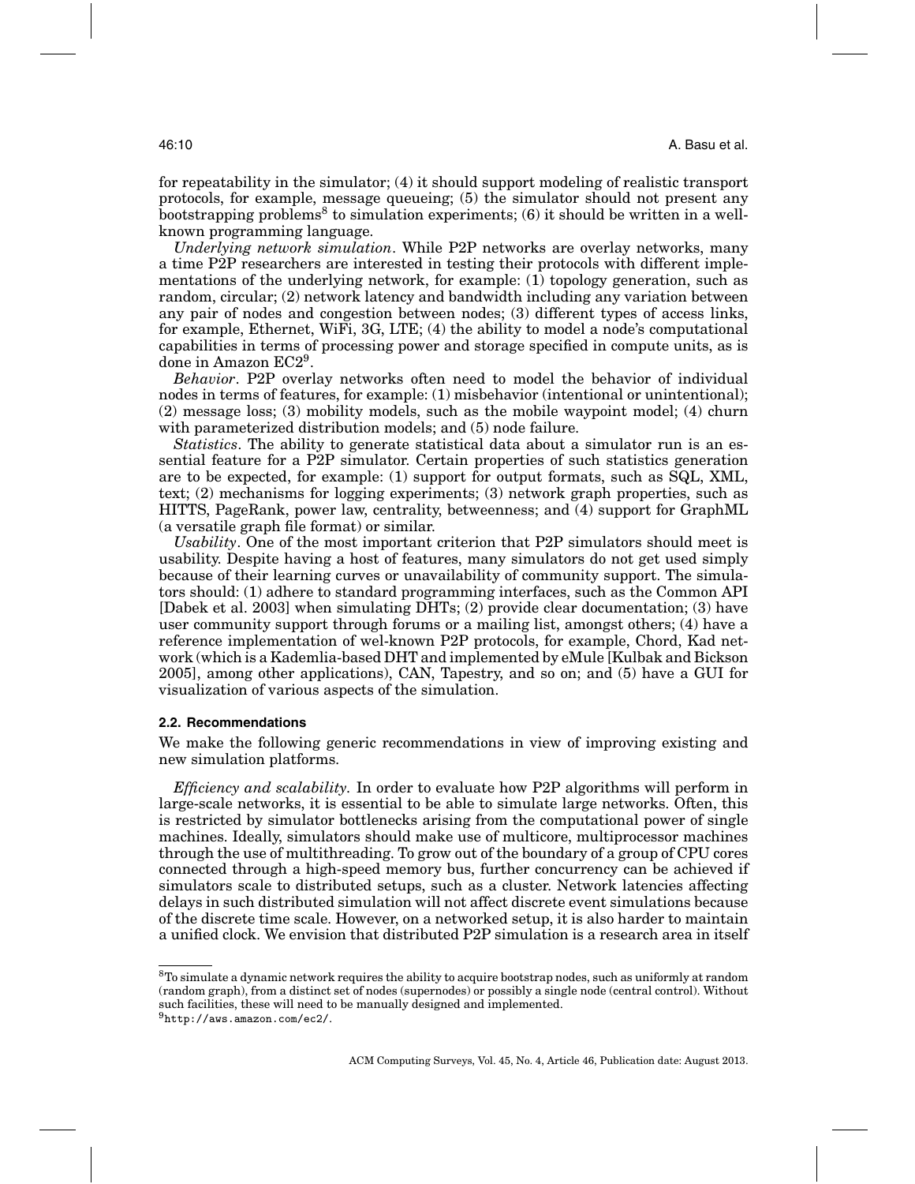for repeatability in the simulator; (4) it should support modeling of realistic transport protocols, for example, message queueing; (5) the simulator should not present any bootstrapping problems[8] to simulation experiments; (6) it should be written in a well-known programming language.

*Underlying network simulation*. While P2P networks are overlay networks, many a time P2P researchers are interested in testing their protocols with different implementations of the underlying network, for example: (1) topology generation, such as random, circular; (2) network latency and bandwidth including any variation between any pair of nodes and congestion between nodes; (3) different types of access links, for example, Ethernet, WiFi, 3G, LTE; (4) the ability to model a node's computational capabilities in terms of processing power and storage specified in compute units, as is done in Amazon EC2[9].

*Behavior*. P2P overlay networks often need to model the behavior of individual nodes in terms of features, for example: (1) misbehavior (intentional or unintentional); (2) message loss; (3) mobility models, such as the mobile waypoint model; (4) churn with parameterized distribution models; and (5) node failure.

*Statistics*. The ability to generate statistical data about a simulator run is an essential feature for a P2P simulator. Certain properties of such statistics generation are to be expected, for example: (1) support for output formats, such as SQL, XML, text; (2) mechanisms for logging experiments; (3) network graph properties, such as HITTS, PageRank, power law, centrality, betweenness; and (4) support for GraphML (a versatile graph file format) or similar.

*Usability*. One of the most important criterion that P2P simulators should meet is usability. Despite having a host of features, many simulators do not get used simply because of their learning curves or unavailability of community support. The simulators should: (1) adhere to standard programming interfaces, such as the Common API [Dabek et al. 2003] when simulating DHTs; (2) provide clear documentation; (3) have user community support through forums or a mailing list, amongst others; (4) have a reference implementation of wel-known P2P protocols, for example, Chord, Kad network (which is a Kademlia-based DHT and implemented by eMule [Kulbak and Bickson 2005], among other applications), CAN, Tapestry, and so on; and (5) have a GUI for visualization of various aspects of the simulation.

### 2.2. Recommendations

We make the following generic recommendations in view of improving existing and new simulation platforms.

*Efficiency and scalability.* In order to evaluate how P2P algorithms will perform in large-scale networks, it is essential to be able to simulate large networks. Often, this is restricted by simulator bottlenecks arising from the computational power of single machines. Ideally, simulators should make use of multicore, multiprocessor machines through the use of multithreading. To grow out of the boundary of a group of CPU cores connected through a high-speed memory bus, further concurrency can be achieved if simulators scale to distributed setups, such as a cluster. Network latencies affecting delays in such distributed simulation will not affect discrete event simulations because of the discrete time scale. However, on a networked setup, it is also harder to maintain a unified clock. We envision that distributed P2P simulation is a research area in itself

[8] To simulate a dynamic network requires the ability to acquire bootstrap nodes, such as uniformly at random (random graph), from a distinct set of nodes (supernodes) or possibly a single node (central control). Without such facilities, these will need to be manually designed and implemented.

[9] http://aws.amazon.com/ec2/.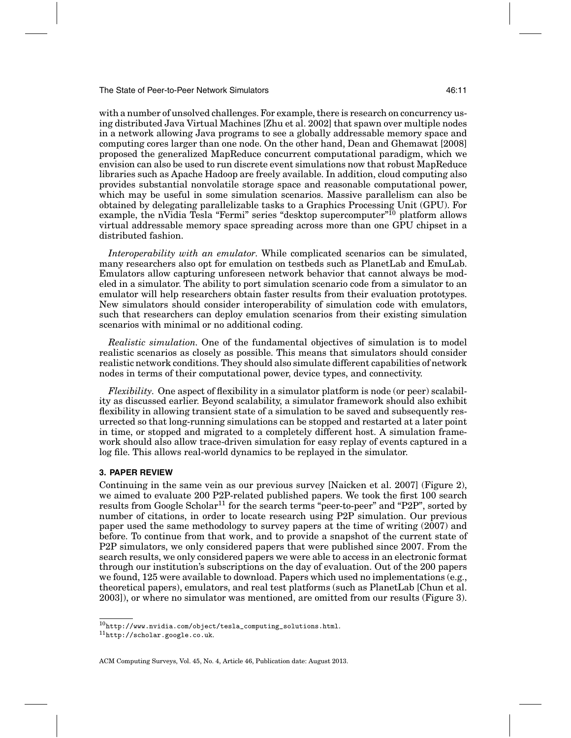with a number of unsolved challenges. For example, there is research on concurrency using distributed Java Virtual Machines [Zhu et al. 2002] that spawn over multiple nodes in a network allowing Java programs to see a globally addressable memory space and computing cores larger than one node. On the other hand, Dean and Ghemawat [2008] proposed the generalized MapReduce concurrent computational paradigm, which we envision can also be used to run discrete event simulations now that robust MapReduce libraries such as Apache Hadoop are freely available. In addition, cloud computing also provides substantial nonvolatile storage space and reasonable computational power, which may be useful in some simulation scenarios. Massive parallelism can also be obtained by delegating parallelizable tasks to a Graphics Processing Unit (GPU). For example, the nVidia Tesla "Fermi" series "desktop supercomputer"[10] platform allows virtual addressable memory space spreading across more than one GPU chipset in a distributed fashion.

*Interoperability with an emulator.* While complicated scenarios can be simulated, many researchers also opt for emulation on testbeds such as PlanetLab and EmuLab. Emulators allow capturing unforeseen network behavior that cannot always be modeled in a simulator. The ability to port simulation scenario code from a simulator to an emulator will help researchers obtain faster results from their evaluation prototypes. New simulators should consider interoperability of simulation code with emulators, such that researchers can deploy emulation scenarios from their existing simulation scenarios with minimal or no additional coding.

*Realistic simulation.* One of the fundamental objectives of simulation is to model realistic scenarios as closely as possible. This means that simulators should consider realistic network conditions. They should also simulate different capabilities of network nodes in terms of their computational power, device types, and connectivity.

*Flexibility.* One aspect of flexibility in a simulator platform is node (or peer) scalability as discussed earlier. Beyond scalability, a simulator framework should also exhibit flexibility in allowing transient state of a simulation to be saved and subsequently resurrected so that long-running simulations can be stopped and restarted at a later point in time, or stopped and migrated to a completely different host. A simulation framework should also allow trace-driven simulation for easy replay of events captured in a log file. This allows real-world dynamics to be replayed in the simulator.

## 3. PAPER REVIEW

Continuing in the same vein as our previous survey [Naicken et al. 2007] (Figure 2), we aimed to evaluate 200 P2P-related published papers. We took the first 100 search results from Google Scholar[11] for the search terms "peer-to-peer" and "P2P", sorted by number of citations, in order to locate research using P2P simulation. Our previous paper used the same methodology to survey papers at the time of writing (2007) and before. To continue from that work, and to provide a snapshot of the current state of P2P simulators, we only considered papers that were published since 2007. From the search results, we only considered papers we were able to access in an electronic format through our institution's subscriptions on the day of evaluation. Out of the 200 papers we found, 125 were available to download. Papers which used no implementations (e.g., theoretical papers), emulators, and real test platforms (such as PlanetLab [Chun et al. 2003]), or where no simulator was mentioned, are omitted from our results (Figure 3).

[10] http://www.nvidia.com/object/tesla_computing_solutions.html.

[11] http://scholar.google.co.uk.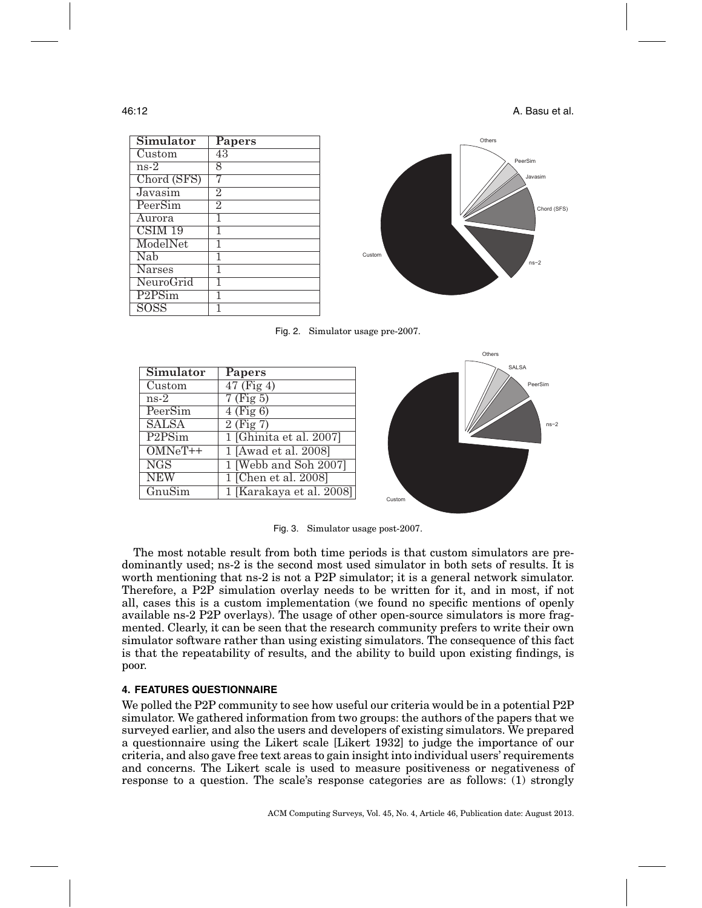| Simulator | Papers |
|---|---|
| Custom | 43 |
| ns-2 | 8 |
| Chord (SFS) | 7 |
| Javasim | 2 |
| PeerSim | 2 |
| Aurora | 1 |
| CSIM 19 | 1 |
| ModelNet | 1 |
| Nab | 1 |
| Narses | 1 |
| NeuroGrid | 1 |
| P2PSim | 1 |
| SOSS | 1 |

Fig. 2. Simulator usage pre-2007.

| Simulator | Papers |
|---|---|
| Custom | 47 (Fig 4) |
| ns-2 | 7 (Fig 5) |
| PeerSim | 4 (Fig 6) |
| SALSA | 2 (Fig 7) |
| P2PSim | 1 [Ghinita et al. 2007] |
| OMNeT++ | 1 [Awad et al. 2008] |
| NGS | 1 [Webb and Soh 2007] |
| NEW | 1 [Chen et al. 2008] |
| GnuSim | 1 [Karakaya et al. 2008] |

Fig. 3. Simulator usage post-2007.

The most notable result from both time periods is that custom simulators are predominantly used; ns-2 is the second most used simulator in both sets of results. It is worth mentioning that ns-2 is not a P2P simulator; it is a general network simulator. Therefore, a P2P simulation overlay needs to be written for it, and in most, if not all, cases this is a custom implementation (we found no specific mentions of openly available ns-2 P2P overlays). The usage of other open-source simulators is more fragmented. Clearly, it can be seen that the research community prefers to write their own simulator software rather than using existing simulators. The consequence of this fact is that the repeatability of results, and the ability to build upon existing findings, is poor.

## 4. FEATURES QUESTIONNAIRE

We polled the P2P community to see how useful our criteria would be in a potential P2P simulator. We gathered information from two groups: the authors of the papers that we surveyed earlier, and also the users and developers of existing simulators. We prepared a questionnaire using the Likert scale [Likert 1932] to judge the importance of our criteria, and also gave free text areas to gain insight into individual users' requirements and concerns. The Likert scale is used to measure positiveness or negativeness of response to a question. The scale's response categories are as follows: (1) strongly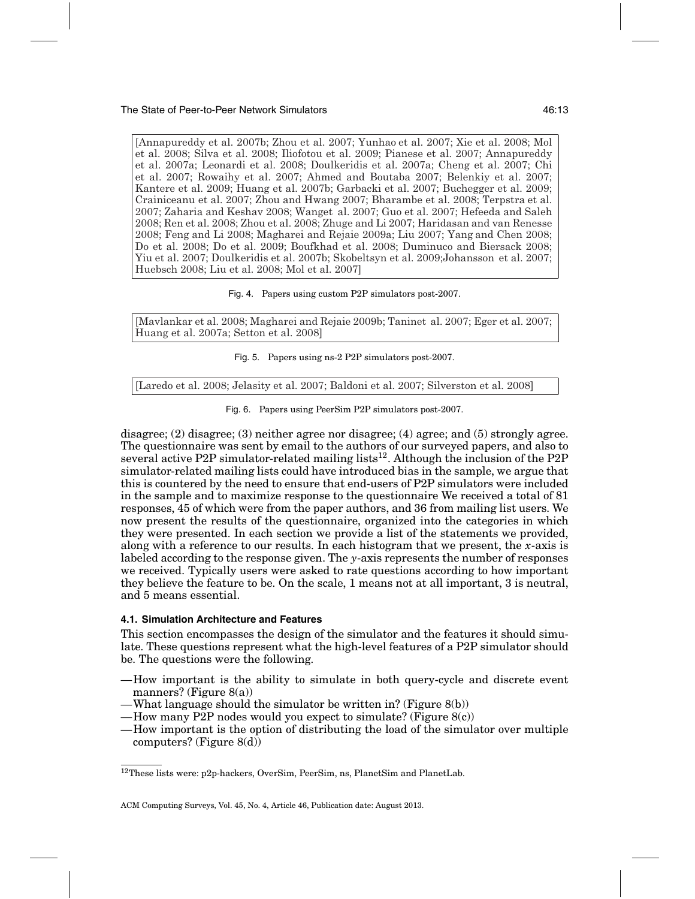[Annapureddy et al. 2007b; Zhou et al. 2007; Yunhao et al. 2007; Xie et al. 2008; Mol et al. 2008; Silva et al. 2008; Iliofotou et al. 2009; Pianese et al. 2007; Annapureddy et al. 2007a; Leonardi et al. 2008; Doulkeridis et al. 2007a; Cheng et al. 2007; Chi et al. 2007; Rowaihy et al. 2007; Ahmed and Boutaba 2007; Belenkiy et al. 2007; Kantere et al. 2009; Huang et al. 2007b; Garbacki et al. 2007; Buchegger et al. 2009; Crainiceanu et al. 2007; Zhou and Hwang 2007; Bharambe et al. 2008; Terpstra et al. 2007; Zaharia and Keshav 2008; Wanget al. 2007; Guo et al. 2007; Hefeeda and Saleh 2008; Ren et al. 2008; Zhou et al. 2008; Zhuge and Li 2007; Haridasan and van Renesse 2008; Feng and Li 2008; Magharei and Rejaie 2009a; Liu 2007; Yang and Chen 2008; Do et al. 2008; Do et al. 2009; Boufkhad et al. 2008; Duminuco and Biersack 2008; Yiu et al. 2007; Doulkeridis et al. 2007b; Skobeltsyn et al. 2009;Johansson et al. 2007; Huebsch 2008; Liu et al. 2008; Mol et al. 2007]

Fig. 4. Papers using custom P2P simulators post-2007.

[Mavlankar et al. 2008; Magharei and Rejaie 2009b; Taninet al. 2007; Eger et al. 2007; Huang et al. 2007a; Setton et al. 2008]

Fig. 5. Papers using ns-2 P2P simulators post-2007.

[Laredo et al. 2008; Jelasity et al. 2007; Baldoni et al. 2007; Silverston et al. 2008]

Fig. 6. Papers using PeerSim P2P simulators post-2007.

disagree; (2) disagree; (3) neither agree nor disagree; (4) agree; and (5) strongly agree. The questionnaire was sent by email to the authors of our surveyed papers, and also to several active P2P simulator-related mailing lists[12]. Although the inclusion of the P2P simulator-related mailing lists could have introduced bias in the sample, we argue that this is countered by the need to ensure that end-users of P2P simulators were included in the sample and to maximize response to the questionnaire We received a total of 81 responses, 45 of which were from the paper authors, and 36 from mailing list users. We now present the results of the questionnaire, organized into the categories in which they were presented. In each section we provide a list of the statements we provided, along with a reference to our results. In each histogram that we present, the $x$-axis is labeled according to the response given. The $y$-axis represents the number of responses we received. Typically users were asked to rate questions according to how important they believe the feature to be. On the scale, 1 means not at all important, 3 is neutral, and 5 means essential.

### 4.1. Simulation Architecture and Features

This section encompasses the design of the simulator and the features it should simulate. These questions represent what the high-level features of a P2P simulator should be. The questions were the following.

- How important is the ability to simulate in both query-cycle and discrete event manners? (Figure 8(a))
- What language should the simulator be written in? (Figure 8(b))
- How many P2P nodes would you expect to simulate? (Figure 8(c))
- How important is the option of distributing the load of the simulator over multiple computers? (Figure 8(d))

[12]These lists were: p2p-hackers, OverSim, PeerSim, ns, PlanetSim and PlanetLab.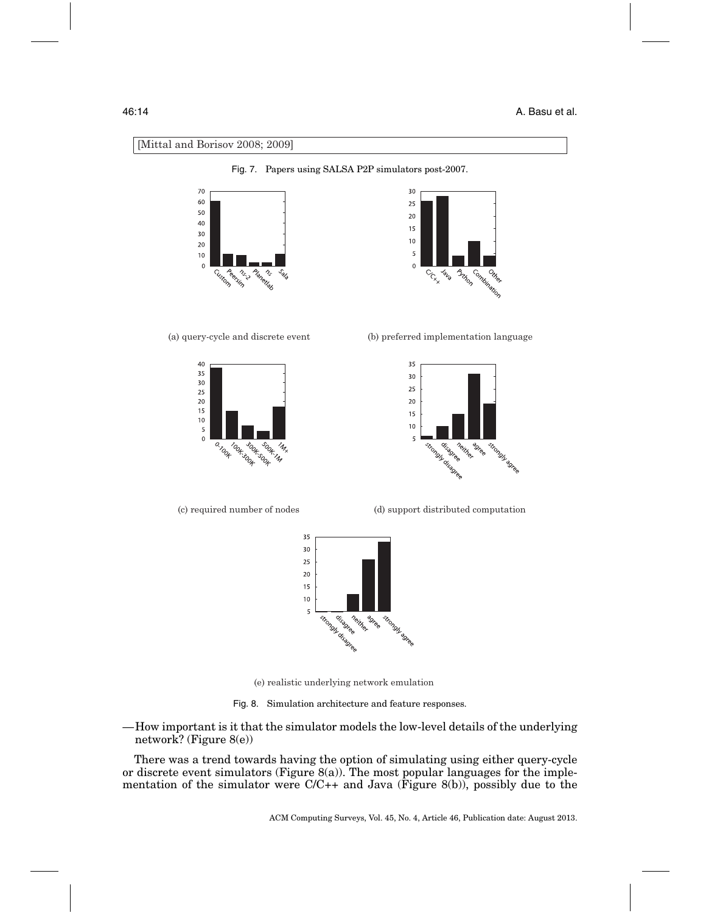[Mittal and Borisov 2008; 2009]

Fig. 7. Papers using SALSA P2P simulators post-2007.

(a) query-cycle and discrete event

(b) preferred implementation language

(c) required number of nodes

(d) support distributed computation

(e) realistic underlying network emulation

Fig. 8. Simulation architecture and feature responses.

—How important is it that the simulator models the low-level details of the underlying network? (Figure 8(e))

There was a trend towards having the option of simulating using either query-cycle or discrete event simulators (Figure 8(a)). The most popular languages for the implementation of the simulator were C/C++ and Java (Figure 8(b)), possibly due to the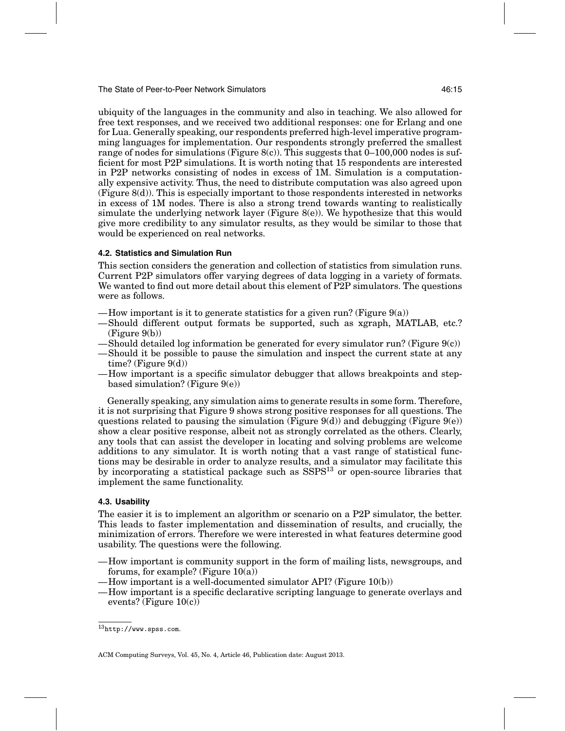ubiquity of the languages in the community and also in teaching. We also allowed for free text responses, and we received two additional responses: one for Erlang and one for Lua. Generally speaking, our respondents preferred high-level imperative programming languages for implementation. Our respondents strongly preferred the smallest range of nodes for simulations (Figure 8(c)). This suggests that 0–100,000 nodes is sufficient for most P2P simulations. It is worth noting that 15 respondents are interested in P2P networks consisting of nodes in excess of 1M. Simulation is a computationally expensive activity. Thus, the need to distribute computation was also agreed upon (Figure 8(d)). This is especially important to those respondents interested in networks in excess of 1M nodes. There is also a strong trend towards wanting to realistically simulate the underlying network layer (Figure 8(e)). We hypothesize that this would give more credibility to any simulator results, as they would be similar to those that would be experienced on real networks.

#### 4.2. Statistics and Simulation Run

This section considers the generation and collection of statistics from simulation runs. Current P2P simulators offer varying degrees of data logging in a variety of formats. We wanted to find out more detail about this element of P2P simulators. The questions were as follows.

- How important is it to generate statistics for a given run? (Figure 9(a))
- Should different output formats be supported, such as xgraph, MATLAB, etc.? (Figure 9(b))
- Should detailed log information be generated for every simulator run? (Figure 9(c))
- Should it be possible to pause the simulation and inspect the current state at any time? (Figure 9(d))
- How important is a specific simulator debugger that allows breakpoints and step-based simulation? (Figure 9(e))

Generally speaking, any simulation aims to generate results in some form. Therefore, it is not surprising that Figure 9 shows strong positive responses for all questions. The questions related to pausing the simulation (Figure 9(d)) and debugging (Figure 9(e)) show a clear positive response, albeit not as strongly correlated as the others. Clearly, any tools that can assist the developer in locating and solving problems are welcome additions to any simulator. It is worth noting that a vast range of statistical functions may be desirable in order to analyze results, and a simulator may facilitate this by incorporating a statistical package such as SSPS[13] or open-source libraries that implement the same functionality.

#### 4.3. Usability

The easier it is to implement an algorithm or scenario on a P2P simulator, the better. This leads to faster implementation and dissemination of results, and crucially, the minimization of errors. Therefore we were interested in what features determine good usability. The questions were the following.

- How important is community support in the form of mailing lists, newsgroups, and forums, for example? (Figure 10(a))
- How important is a well-documented simulator API? (Figure 10(b))
- How important is a specific declarative scripting language to generate overlays and events? (Figure 10(c))

[13] http://www.spss.com.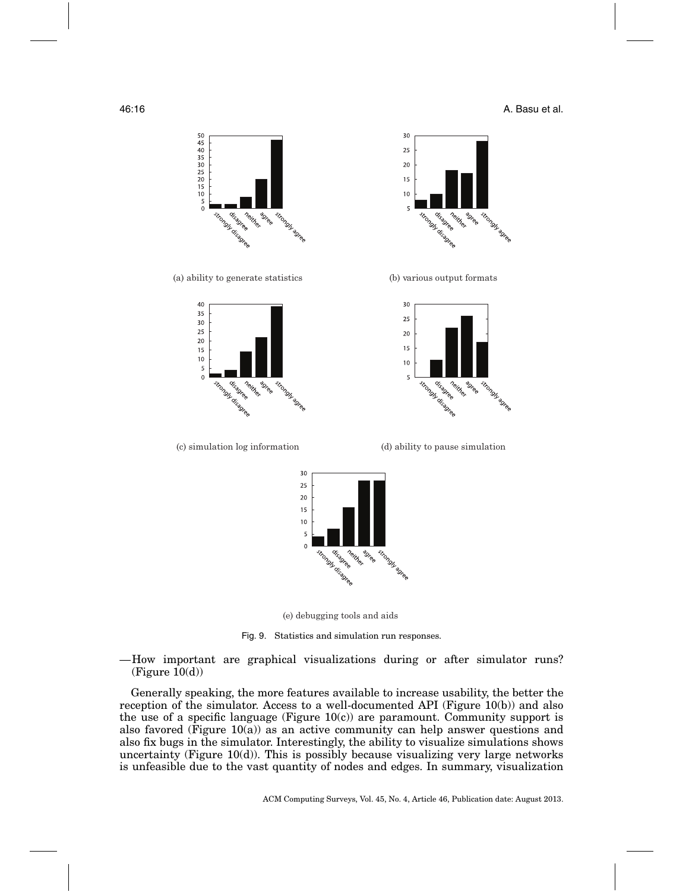(a) ability to generate statistics

(b) various output formats

(c) simulation log information

(d) ability to pause simulation

(e) debugging tools and aids

Fig. 9. Statistics and simulation run responses.

—How important are graphical visualizations during or after simulator runs? (Figure 10(d))

Generally speaking, the more features available to increase usability, the better the reception of the simulator. Access to a well-documented API (Figure 10(b)) and also the use of a specific language (Figure 10(c)) are paramount. Community support is also favored (Figure 10(a)) as an active community can help answer questions and also fix bugs in the simulator. Interestingly, the ability to visualize simulations shows uncertainty (Figure 10(d)). This is possibly because visualizing very large networks is unfeasible due to the vast quantity of nodes and edges. In summary, visualization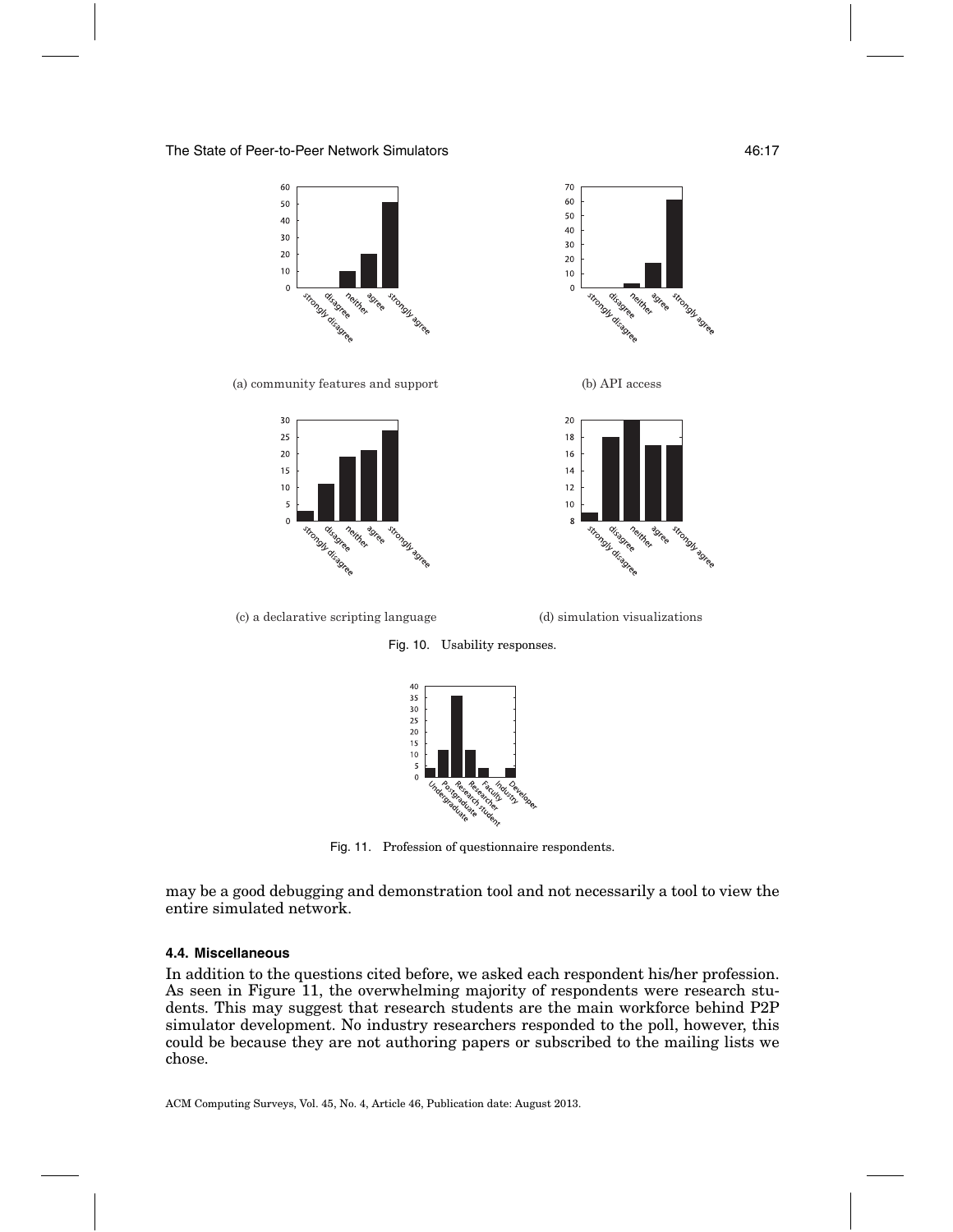(a) community features and support

(b) API access

(c) a declarative scripting language

(d) simulation visualizations

Fig. 10. Usability responses.

Fig. 11. Profession of questionnaire respondents.

may be a good debugging and demonstration tool and not necessarily a tool to view the entire simulated network.

### 4.4. Miscellaneous

In addition to the questions cited before, we asked each respondent his/her profession. As seen in Figure 11, the overwhelming majority of respondents were research students. This may suggest that research students are the main workforce behind P2P simulator development. No industry researchers responded to the poll, however, this could be because they are not authoring papers or subscribed to the mailing lists we chose.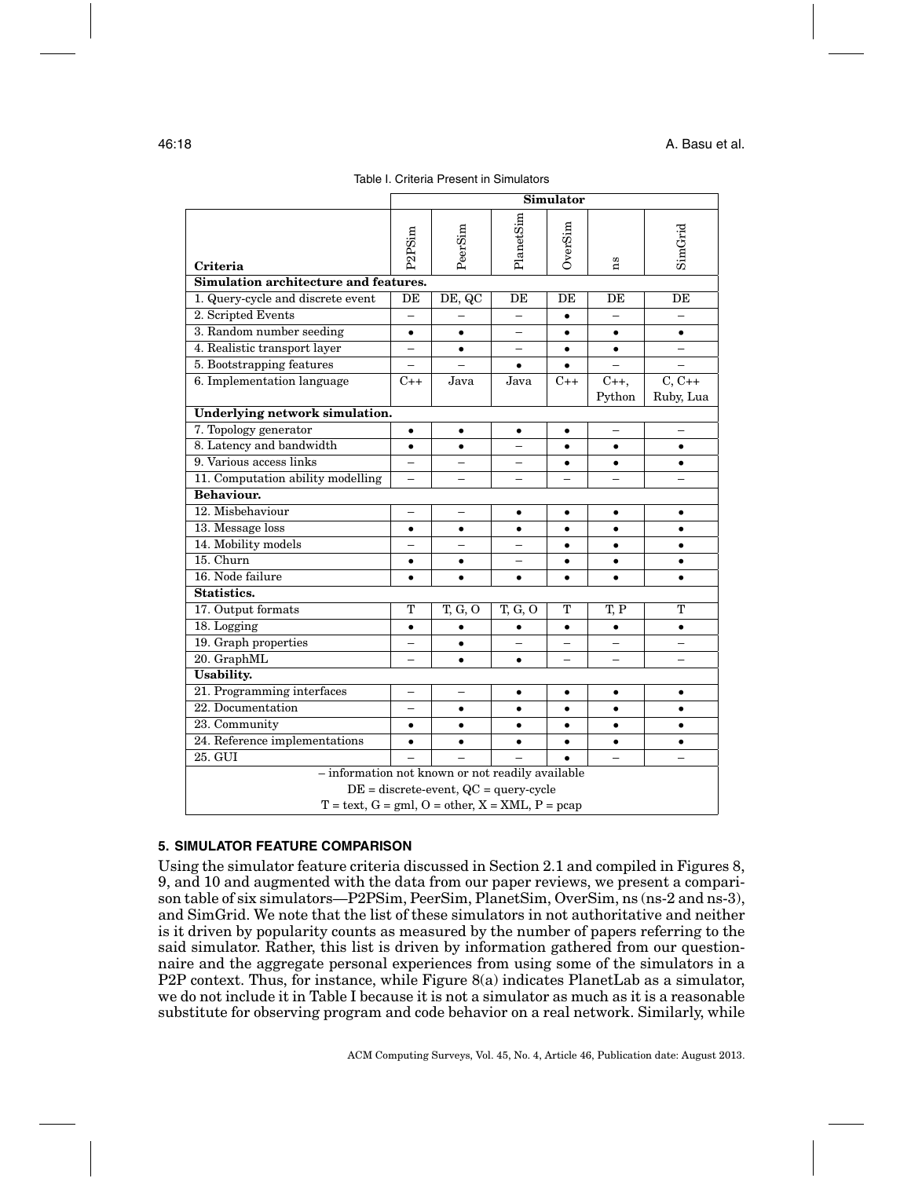Table I. Criteria Present in Simulators

| Criteria | P2PSim | PeerSim | PlanetSim | OverSim | ns | SimGrid |
|---|---|---|---|---|---|---|
| **Simulation architecture and features.** | | | | | | |
| 1. Query-cycle and discrete event | DE | DE, QC | DE | DE | DE | DE |
| 2. Scripted Events | – | – | – | • | – | – |
| 3. Random number seeding | • | • | – | • | • | • |
| 4. Realistic transport layer | – | • | – | • | • | – |
| 5. Bootstrapping features | – | – | • | • | – | – |
| 6. Implementation language | C++ | Java | Java | C++ | C++, Python | C, C++ Ruby, Lua |
| **Underlying network simulation.** | | | | | | |
| 7. Topology generator | • | • | • | • | – | – |
| 8. Latency and bandwidth | • | • | – | • | • | • |
| 9. Various access links | – | – | – | • | • | • |
| 11. Computation ability modelling | – | – | – | – | – | – |
| **Behaviour.** | | | | | | |
| 12. Misbehaviour | – | – | • | • | • | • |
| 13. Message loss | • | • | • | • | • | • |
| 14. Mobility models | – | – | – | • | • | • |
| 15. Churn | • | • | – | • | • | • |
| 16. Node failure | • | • | • | • | • | • |
| **Statistics.** | | | | | | |
| 17. Output formats | T | T, G, O | T, G, O | T | T, P | T |
| 18. Logging | • | • | • | • | • | • |
| 19. Graph properties | – | • | – | – | – | – |
| 20. GraphML | – | • | • | – | – | – |
| **Usability.** | | | | | | |
| 21. Programming interfaces | – | – | • | • | • | • |
| 22. Documentation | – | • | • | • | • | • |
| 23. Community | • | • | • | • | • | • |
| 24. Reference implementations | • | • | • | • | • | • |
| 25. GUI | – | – | – | • | – | – |

– information not known or not readily available

DE = discrete-event, QC = query-cycle

T = text, G = gml, O = other, X = XML, P = pcap

## 5. SIMULATOR FEATURE COMPARISON

Using the simulator feature criteria discussed in Section 2.1 and compiled in Figures 8, 9, and 10 and augmented with the data from our paper reviews, we present a comparison table of six simulators—P2PSim, PeerSim, PlanetSim, OverSim, ns (ns-2 and ns-3), and SimGrid. We note that the list of these simulators in not authoritative and neither is it driven by popularity counts as measured by the number of papers referring to the said simulator. Rather, this list is driven by information gathered from our questionnaire and the aggregate personal experiences from using some of the simulators in a P2P context. Thus, for instance, while Figure 8(a) indicates PlanetLab as a simulator, we do not include it in Table I because it is not a simulator as much as it is a reasonable substitute for observing program and code behavior on a real network. Similarly, while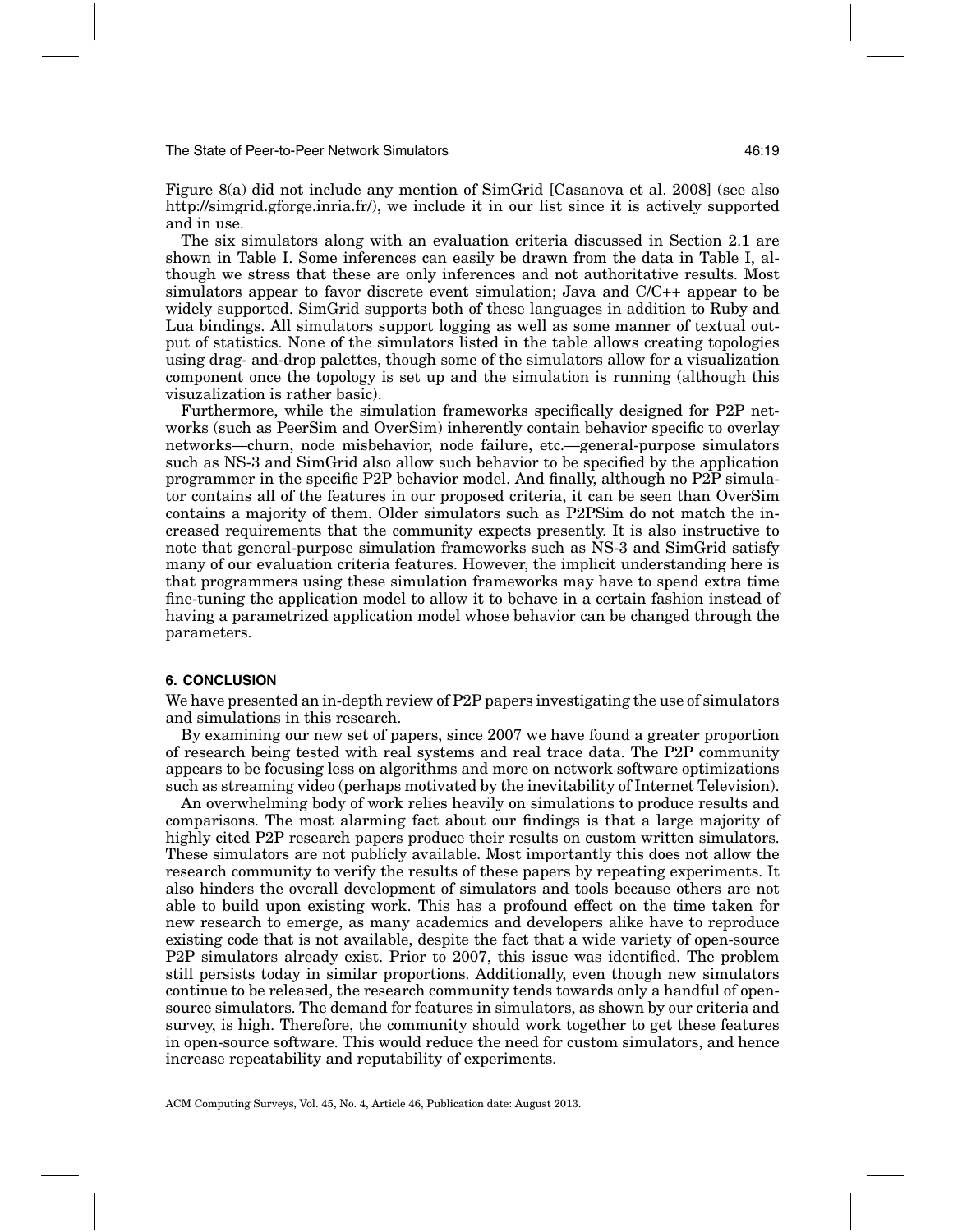Figure 8(a) did not include any mention of SimGrid [Casanova et al. 2008] (see also http://simgrid.gforge.inria.fr/), we include it in our list since it is actively supported and in use.

The six simulators along with an evaluation criteria discussed in Section 2.1 are shown in Table I. Some inferences can easily be drawn from the data in Table I, although we stress that these are only inferences and not authoritative results. Most simulators appear to favor discrete event simulation; Java and C/C++ appear to be widely supported. SimGrid supports both of these languages in addition to Ruby and Lua bindings. All simulators support logging as well as some manner of textual output of statistics. None of the simulators listed in the table allows creating topologies using drag- and-drop palettes, though some of the simulators allow for a visualization component once the topology is set up and the simulation is running (although this visuzalization is rather basic).

Furthermore, while the simulation frameworks specifically designed for P2P networks (such as PeerSim and OverSim) inherently contain behavior specific to overlay networks—churn, node misbehavior, node failure, etc.—general-purpose simulators such as NS-3 and SimGrid also allow such behavior to be specified by the application programmer in the specific P2P behavior model. And finally, although no P2P simulator contains all of the features in our proposed criteria, it can be seen than OverSim contains a majority of them. Older simulators such as P2PSim do not match the increased requirements that the community expects presently. It is also instructive to note that general-purpose simulation frameworks such as NS-3 and SimGrid satisfy many of our evaluation criteria features. However, the implicit understanding here is that programmers using these simulation frameworks may have to spend extra time fine-tuning the application model to allow it to behave in a certain fashion instead of having a parametrized application model whose behavior can be changed through the parameters.

## 6. CONCLUSION

We have presented an in-depth review of P2P papers investigating the use of simulators and simulations in this research.

By examining our new set of papers, since 2007 we have found a greater proportion of research being tested with real systems and real trace data. The P2P community appears to be focusing less on algorithms and more on network software optimizations such as streaming video (perhaps motivated by the inevitability of Internet Television).

An overwhelming body of work relies heavily on simulations to produce results and comparisons. The most alarming fact about our findings is that a large majority of highly cited P2P research papers produce their results on custom written simulators. These simulators are not publicly available. Most importantly this does not allow the research community to verify the results of these papers by repeating experiments. It also hinders the overall development of simulators and tools because others are not able to build upon existing work. This has a profound effect on the time taken for new research to emerge, as many academics and developers alike have to reproduce existing code that is not available, despite the fact that a wide variety of open-source P2P simulators already exist. Prior to 2007, this issue was identified. The problem still persists today in similar proportions. Additionally, even though new simulators continue to be released, the research community tends towards only a handful of open-source simulators. The demand for features in simulators, as shown by our criteria and survey, is high. Therefore, the community should work together to get these features in open-source software. This would reduce the need for custom simulators, and hence increase repeatability and reputability of experiments.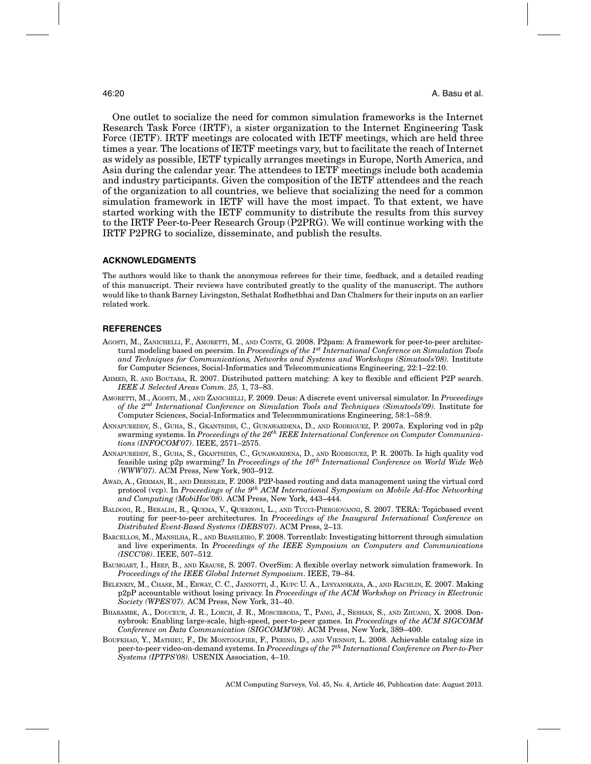One outlet to socialize the need for common simulation frameworks is the Internet Research Task Force (IRTF), a sister organization to the Internet Engineering Task Force (IETF). IRTF meetings are colocated with IETF meetings, which are held three times a year. The locations of IETF meetings vary, but to facilitate the reach of Internet as widely as possible, IETF typically arranges meetings in Europe, North America, and Asia during the calendar year. The attendees to IETF meetings include both academia and industry participants. Given the composition of the IETF attendees and the reach of the organization to all countries, we believe that socializing the need for a common simulation framework in IETF will have the most impact. To that extent, we have started working with the IETF community to distribute the results from this survey to the IRTF Peer-to-Peer Research Group (P2PRG). We will continue working with the IRTF P2PRG to socialize, disseminate, and publish the results.

## ACKNOWLEDGMENTS

The authors would like to thank the anonymous referees for their time, feedback, and a detailed reading of this manuscript. Their reviews have contributed greatly to the quality of the manuscript. The authors would like to thank Barney Livingston, Sethalat Rodhetbhai and Dan Chalmers for their inputs on an earlier related work.

## REFERENCES

Agosti, M., Zanichelli, F., Amoretti, M., and Conte, G. 2008. P2pam: A framework for peer-to-peer architectural modeling based on peersim. In *Proceedings of the 1st International Conference on Simulation Tools and Techniques for Communications, Networks and Systems and Workshops (Simutools'08).* Institute for Computer Sciences, Social-Informatics and Telecommunications Engineering, 22:1–22:10.

Ahmed, R. and Boutaba, R. 2007. Distributed pattern matching: A key to flexible and efficient P2P search. *IEEE J. Selected Areas Comm. 25,* 1, 73–83.

Amoretti, M., Agosti, M., and Zanichelli, F. 2009. Deus: A discrete event universal simulator. In *Proceedings of the 2nd International Conference on Simulation Tools and Techniques (Simutools'09).* Institute for Computer Sciences, Social-Informatics and Telecommunications Engineering, 58:1–58:9.

Annapureddy, S., Guha, S., Gkantsidis, C., Gunawardena, D., and Rodriguez, P. 2007a. Exploring vod in p2p swarming systems. In *Proceedings of the 26th IEEE International Conference on Computer Communications (INFOCOM'07).* IEEE, 2571–2575.

Annapureddy, S., Guha, S., Gkantsidis, C., Gunawardena, D., and Rodriguez, P. R. 2007b. Is high quality vod feasible using p2p swarming? In *Proceedings of the 16th International Conference on World Wide Web (WWW'07).* ACM Press, New York, 903–912.

Awad, A., German, R., and Dressler, F. 2008. P2P-based routing and data management using the virtual cord protocol (vcp). In *Proceedings of the 9th ACM International Symposium on Mobile Ad-Hoc Networking and Computing (MobiHoc'08).* ACM Press, New York, 443–444.

Baldoni, R., Beraldi, R., Quema, V., Querzoni, L., and Tucci-Piergiovanni, S. 2007. TERA: Topicbased event routing for peer-to-peer architectures. In *Proceedings of the Inaugural International Conference on Distributed Event-Based Systems (DEBS'07).* ACM Press, 2–13.

Barcellos, M., Mansilha, R., and Brasileiro, F. 2008. Torrentlab: Investigating bittorrent through simulation and live experiments. In *Proceedings of the IEEE Symposium on Computers and Communications (ISCC'08).* IEEE, 507–512.

Baumgart, I., Heep, B., and Krause, S. 2007. OverSim: A flexible overlay network simulation framework. In *Proceedings of the IEEE Global Internet Symposium.* IEEE, 79–84.

Belenkiy, M., Chase, M., Erway, C. C., Jannotti, J., Kupc U. A., Lysyanskaya, A., and Rachlin, E. 2007. Making p2pP accountable without losing privacy. In *Proceedings of the ACM Workshop on Privacy in Electronic Society (WPES'07).* ACM Press, New York, 31–40.

Bharambe, A., Douceur, J. R., Lorch, J. R., Moscibroda, T., Pang, J., Seshan, S., and Zhuang, X. 2008. Donnybrook: Enabling large-scale, high-speed, peer-to-peer games. In *Proceedings of the ACM SIGCOMM Conference on Data Communication (SIGCOMM'08).* ACM Press, New York, 389–400.

Boufkhad, Y., Mathieu, F., De Montgolfier, F., Perino, D., and Viennot, L. 2008. Achievable catalog size in peer-to-peer video-on-demand systems. In *Proceedings of the 7th International Conference on Peer-to-Peer Systems (IPTPS'08).* USENIX Association, 4–10.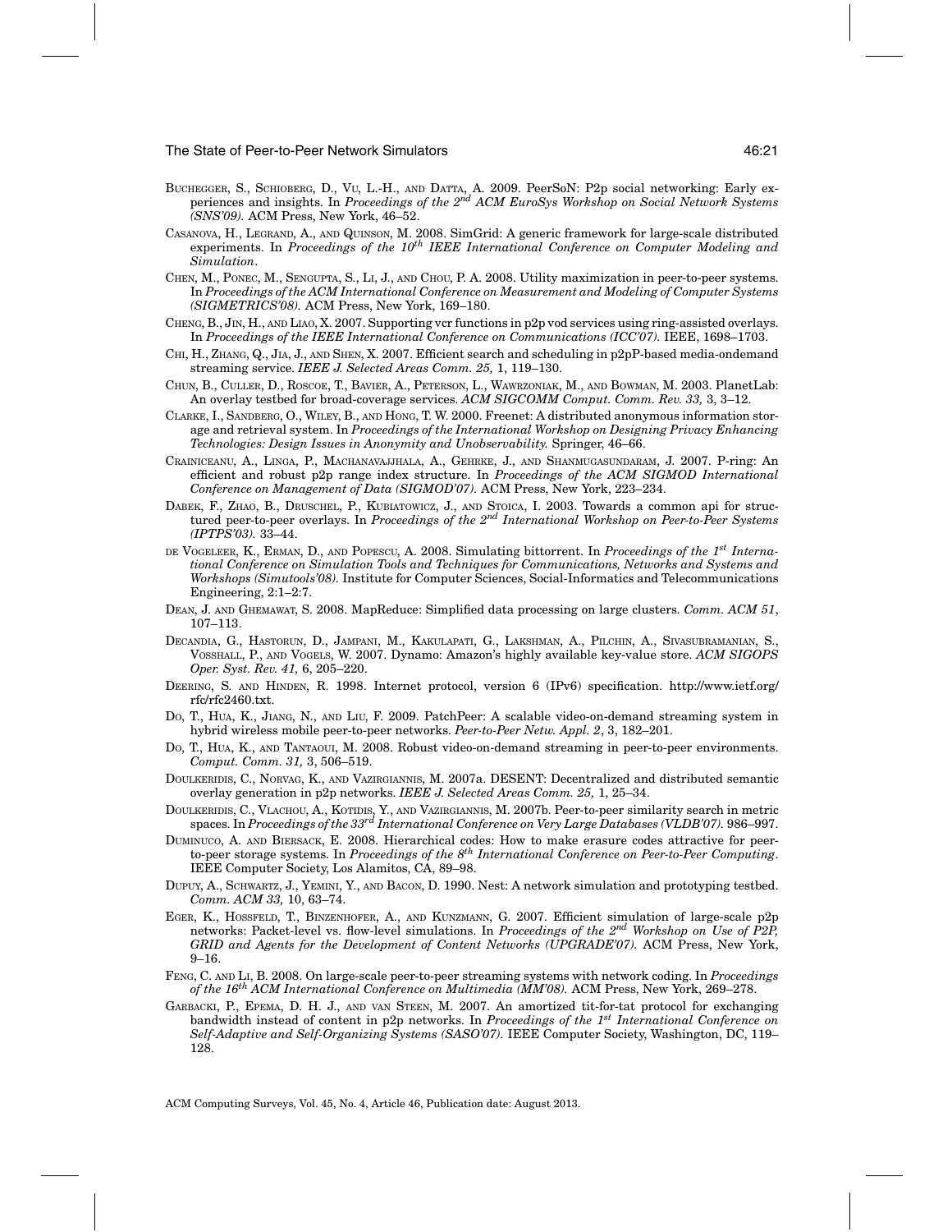Buchegger, S., Schioberg, D., Vu, L.-H., and Datta, A. 2009. PeerSoN: P2p social networking: Early experiences and insights. In *Proceedings of the 2nd ACM EuroSys Workshop on Social Network Systems (SNS'09)*. ACM Press, New York, 46–52.

Casanova, H., Legrand, A., and Quinson, M. 2008. SimGrid: A generic framework for large-scale distributed experiments. In *Proceedings of the 10th IEEE International Conference on Computer Modeling and Simulation*.

Chen, M., Ponec, M., Sengupta, S., Li, J., and Chou, P. A. 2008. Utility maximization in peer-to-peer systems. In *Proceedings of the ACM International Conference on Measurement and Modeling of Computer Systems (SIGMETRICS'08)*. ACM Press, New York, 169–180.

Cheng, B., Jin, H., and Liao, X. 2007. Supporting vcr functions in p2p vod services using ring-assisted overlays. In *Proceedings of the IEEE International Conference on Communications (ICC'07)*. IEEE, 1698–1703.

Chi, H., Zhang, Q., Jia, J., and Shen, X. 2007. Efficient search and scheduling in p2pP-based media-ondemand streaming service. *IEEE J. Selected Areas Comm. 25,* 1, 119–130.

Chun, B., Culler, D., Roscoe, T., Bavier, A., Peterson, L., Wawrzoniak, M., and Bowman, M. 2003. PlanetLab: An overlay testbed for broad-coverage services. *ACM SIGCOMM Comput. Comm. Rev. 33,* 3, 3–12.

Clarke, I., Sandberg, O., Wiley, B., and Hong, T. W. 2000. Freenet: A distributed anonymous information storage and retrieval system. In *Proceedings of the International Workshop on Designing Privacy Enhancing Technologies: Design Issues in Anonymity and Unobservability.* Springer, 46–66.

Crainiceanu, A., Linga, P., Machanavajjhala, A., Gehrke, J., and Shanmugasundaram, J. 2007. P-ring: An efficient and robust p2p range index structure. In *Proceedings of the ACM SIGMOD International Conference on Management of Data (SIGMOD'07)*. ACM Press, New York, 223–234.

Dabek, F., Zhao, B., Druschel, P., Kubiatowicz, J., and Stoica, I. 2003. Towards a common api for structured peer-to-peer overlays. In *Proceedings of the 2nd International Workshop on Peer-to-Peer Systems (IPTPS'03)*. 33–44.

de Vogeleer, K., Erman, D., and Popescu, A. 2008. Simulating bittorrent. In *Proceedings of the 1st International Conference on Simulation Tools and Techniques for Communications, Networks and Systems and Workshops (Simutools'08)*. Institute for Computer Sciences, Social-Informatics and Telecommunications Engineering, 2:1–2:7.

Dean, J. and Ghemawat, S. 2008. MapReduce: Simplified data processing on large clusters. *Comm. ACM 51*, 107–113.

Decandia, G., Hastorun, D., Jampani, M., Kakulapati, G., Lakshman, A., Pilchin, A., Sivasubramanian, S., Vosshall, P., and Vogels, W. 2007. Dynamo: Amazon's highly available key-value store. *ACM SIGOPS Oper. Syst. Rev. 41,* 6, 205–220.

Deering, S. and Hinden, R. 1998. Internet protocol, version 6 (IPv6) specification. http://www.ietf.org/rfc/rfc2460.txt.

Do, T., Hua, K., Jiang, N., and Liu, F. 2009. PatchPeer: A scalable video-on-demand streaming system in hybrid wireless mobile peer-to-peer networks. *Peer-to-Peer Netw. Appl. 2*, 3, 182–201.

Do, T., Hua, K., and Tantaoui, M. 2008. Robust video-on-demand streaming in peer-to-peer environments. *Comput. Comm. 31,* 3, 506–519.

Doulkeridis, C., Norvag, K., and Vazirgiannis, M. 2007a. DESENT: Decentralized and distributed semantic overlay generation in p2p networks. *IEEE J. Selected Areas Comm. 25,* 1, 25–34.

Doulkeridis, C., Vlachou, A., Kotidis, Y., and Vazirgiannis, M. 2007b. Peer-to-peer similarity search in metric spaces. In *Proceedings of the 33rd International Conference on Very Large Databases (VLDB'07)*. 986–997.

Duminuco, A. and Biersack, E. 2008. Hierarchical codes: How to make erasure codes attractive for peer-to-peer storage systems. In *Proceedings of the 8th International Conference on Peer-to-Peer Computing*. IEEE Computer Society, Los Alamitos, CA, 89–98.

Dupuy, A., Schwartz, J., Yemini, Y., and Bacon, D. 1990. Nest: A network simulation and prototyping testbed. *Comm. ACM 33,* 10, 63–74.

Eger, K., Hossfeld, T., Binzenhofer, A., and Kunzmann, G. 2007. Efficient simulation of large-scale p2p networks: Packet-level vs. flow-level simulations. In *Proceedings of the 2nd Workshop on Use of P2P, GRID and Agents for the Development of Content Networks (UPGRADE'07)*. ACM Press, New York, 9–16.

Feng, C. and Li, B. 2008. On large-scale peer-to-peer streaming systems with network coding. In *Proceedings of the 16th ACM International Conference on Multimedia (MM'08)*. ACM Press, New York, 269–278.

Garbacki, P., Epema, D. H. J., and van Steen, M. 2007. An amortized tit-for-tat protocol for exchanging bandwidth instead of content in p2p networks. In *Proceedings of the 1st International Conference on Self-Adaptive and Self-Organizing Systems (SASO'07)*. IEEE Computer Society, Washington, DC, 119–128.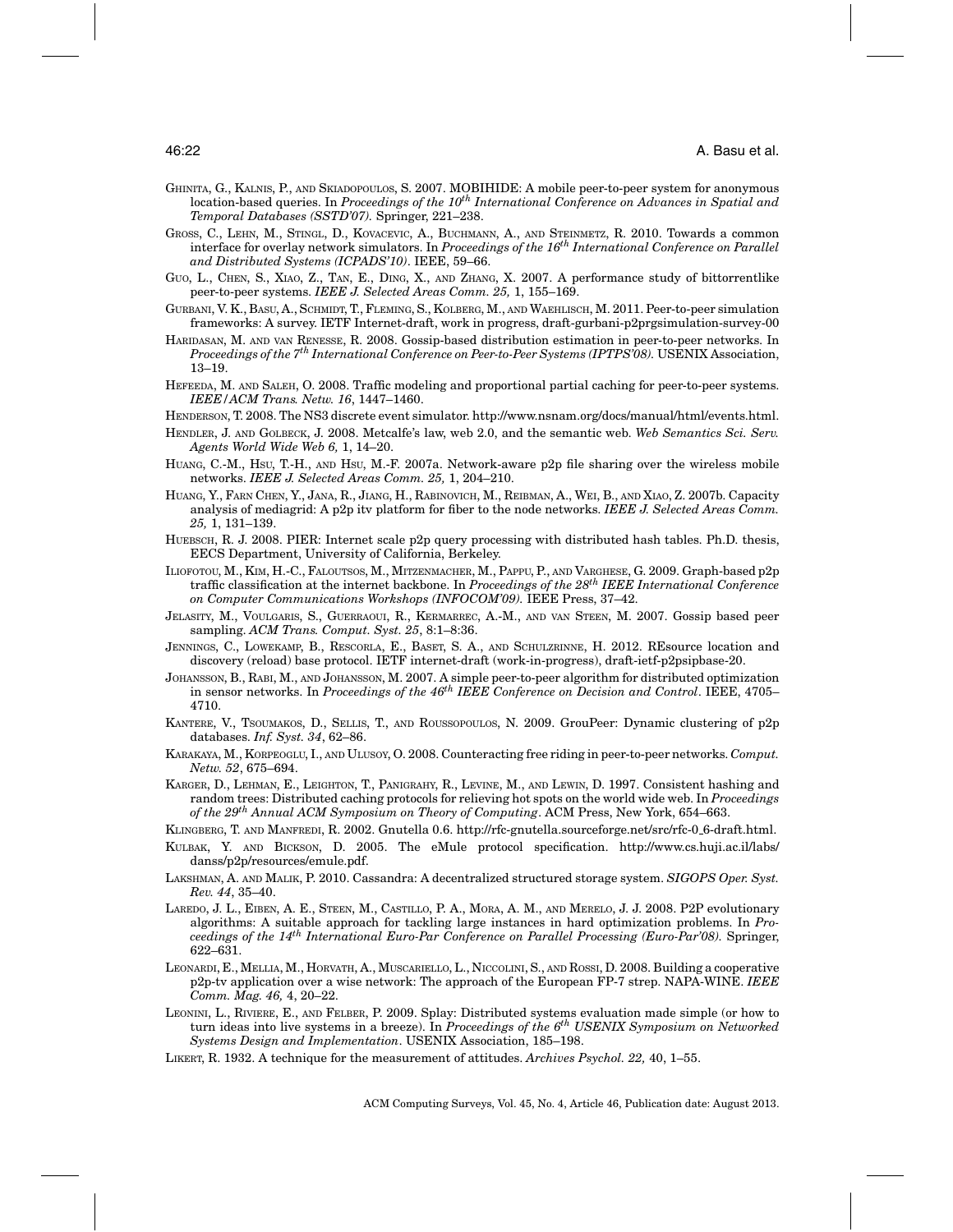Ghinita, G., Kalnis, P., and Skiadopoulos, S. 2007. MOBIHIDE: A mobile peer-to-peer system for anonymous location-based queries. In *Proceedings of the 10th International Conference on Advances in Spatial and Temporal Databases (SSTD'07)*. Springer, 221–238.

Gross, C., Lehn, M., Stingl, D., Kovacevic, A., Buchmann, A., and Steinmetz, R. 2010. Towards a common interface for overlay network simulators. In *Proceedings of the 16th International Conference on Parallel and Distributed Systems (ICPADS'10)*. IEEE, 59–66.

Guo, L., Chen, S., Xiao, Z., Tan, E., Ding, X., and Zhang, X. 2007. A performance study of bittorrentlike peer-to-peer systems. *IEEE J. Selected Areas Comm. 25,* 1, 155–169.

Gurbani, V. K., Basu, A., Schmidt, T., Fleming, S., Kolberg, M., and Waehlisch, M. 2011. Peer-to-peer simulation frameworks: A survey. IETF Internet-draft, work in progress, draft-gurbani-p2prgsimulation-survey-00

Haridasan, M. and van Renesse, R. 2008. Gossip-based distribution estimation in peer-to-peer networks. In *Proceedings of the 7th International Conference on Peer-to-Peer Systems (IPTPS'08)*. USENIX Association, 13–19.

Hefeeda, M. and Saleh, O. 2008. Traffic modeling and proportional partial caching for peer-to-peer systems. *IEEE/ACM Trans. Netw. 16*, 1447–1460.

Henderson, T. 2008. The NS3 discrete event simulator. http://www.nsnam.org/docs/manual/html/events.html.

Hendler, J. and Golbeck, J. 2008. Metcalfe's law, web 2.0, and the semantic web. *Web Semantics Sci. Serv. Agents World Wide Web 6,* 1, 14–20.

Huang, C.-M., Hsu, T.-H., and Hsu, M.-F. 2007a. Network-aware p2p file sharing over the wireless mobile networks. *IEEE J. Selected Areas Comm. 25,* 1, 204–210.

Huang, Y., Farn Chen, Y., Jana, R., Jiang, H., Rabinovich, M., Reibman, A., Wei, B., and Xiao, Z. 2007b. Capacity analysis of mediagrid: A p2p itv platform for fiber to the node networks. *IEEE J. Selected Areas Comm. 25,* 1, 131–139.

Huebsch, R. J. 2008. PIER: Internet scale p2p query processing with distributed hash tables. Ph.D. thesis, EECS Department, University of California, Berkeley.

Iliofotou, M., Kim, H.-C., Faloutsos, M., Mitzenmacher, M., Pappu, P., and Varghese, G. 2009. Graph-based p2p traffic classification at the internet backbone. In *Proceedings of the 28th IEEE International Conference on Computer Communications Workshops (INFOCOM'09)*. IEEE Press, 37–42.

Jelasity, M., Voulgaris, S., Guerraoui, R., Kermarrec, A.-M., and van Steen, M. 2007. Gossip based peer sampling. *ACM Trans. Comput. Syst. 25*, 8:1–8:36.

Jennings, C., Lowekamp, B., Rescorla, E., Baset, S. A., and Schulzrinne, H. 2012. REsource location and discovery (reload) base protocol. IETF internet-draft (work-in-progress), draft-ietf-p2psipbase-20.

Johansson, B., Rabi, M., and Johansson, M. 2007. A simple peer-to-peer algorithm for distributed optimization in sensor networks. In *Proceedings of the 46th IEEE Conference on Decision and Control*. IEEE, 4705–4710.

Kantere, V., Tsoumakos, D., Sellis, T., and Roussopoulos, N. 2009. GrouPeer: Dynamic clustering of p2p databases. *Inf. Syst. 34*, 62–86.

Karakaya, M., Korpeoglu, I., and Ulusoy, O. 2008. Counteracting free riding in peer-to-peer networks. *Comput. Netw. 52*, 675–694.

Karger, D., Lehman, E., Leighton, T., Panigrahy, R., Levine, M., and Lewin, D. 1997. Consistent hashing and random trees: Distributed caching protocols for relieving hot spots on the world wide web. In *Proceedings of the 29th Annual ACM Symposium on Theory of Computing*. ACM Press, New York, 654–663.

Klingberg, T. and Manfredi, R. 2002. Gnutella 0.6. http://rfc-gnutella.sourceforge.net/src/rfc-0_6-draft.html.

Kulbak, Y. and Bickson, D. 2005. The eMule protocol specification. http://www.cs.huji.ac.il/labs/danss/p2p/resources/emule.pdf.

Lakshman, A. and Malik, P. 2010. Cassandra: A decentralized structured storage system. *SIGOPS Oper. Syst. Rev. 44*, 35–40.

Laredo, J. L., Eiben, A. E., Steen, M., Castillo, P. A., Mora, A. M., and Merelo, J. J. 2008. P2P evolutionary algorithms: A suitable approach for tackling large instances in hard optimization problems. In *Proceedings of the 14th International Euro-Par Conference on Parallel Processing (Euro-Par'08)*. Springer, 622–631.

Leonardi, E., Mellia, M., Horvath, A., Muscariello, L., Niccolini, S., and Rossi, D. 2008. Building a cooperative p2p-tv application over a wise network: The approach of the European FP-7 strep. NAPA-WINE. *IEEE Comm. Mag. 46,* 4, 20–22.

Leonini, L., Riviere, E., and Felber, P. 2009. Splay: Distributed systems evaluation made simple (or how to turn ideas into live systems in a breeze). In *Proceedings of the 6th USENIX Symposium on Networked Systems Design and Implementation*. USENIX Association, 185–198.

Likert, R. 1932. A technique for the measurement of attitudes. *Archives Psychol. 22,* 40, 1–55.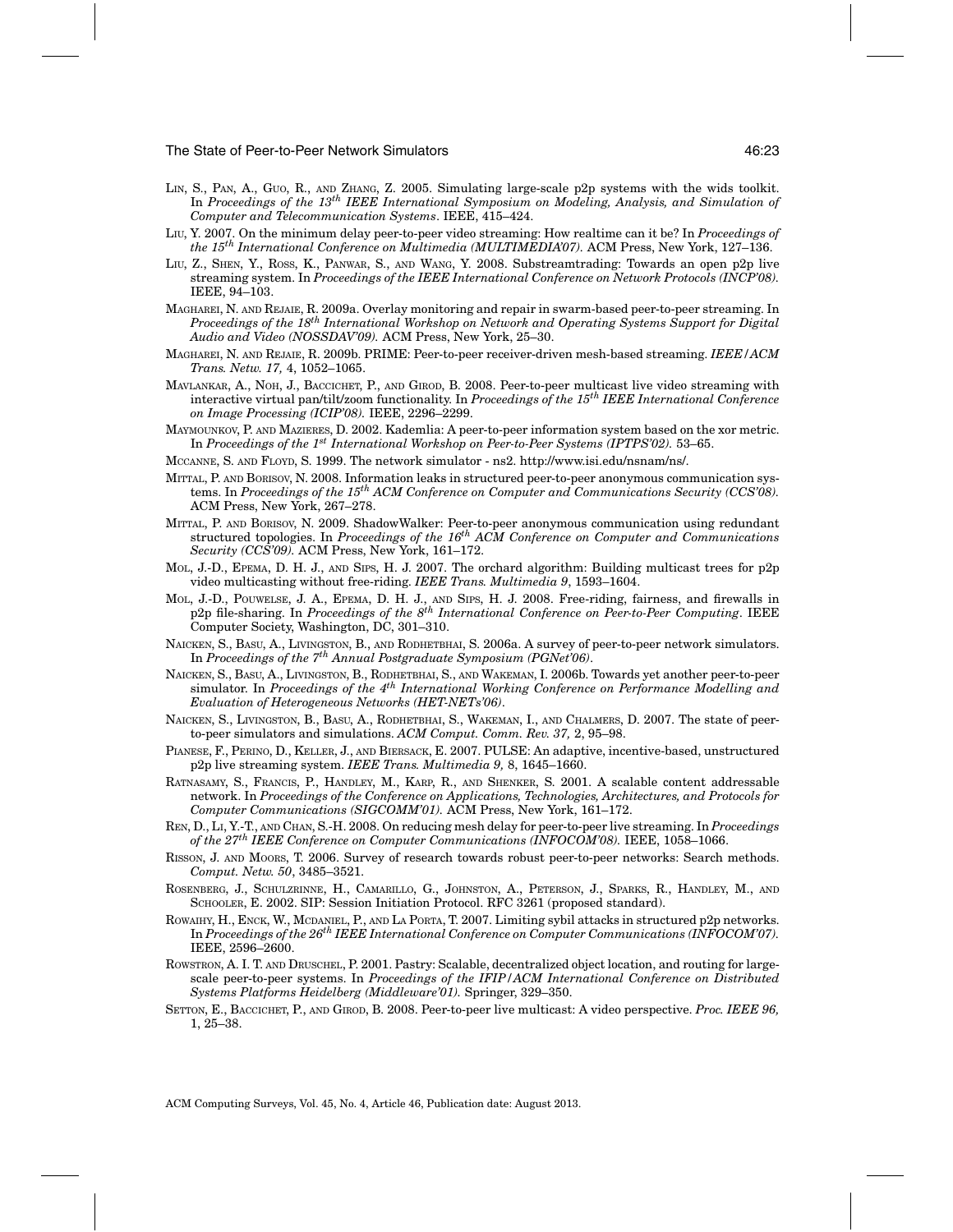Lin, S., Pan, A., Guo, R., and Zhang, Z. 2005. Simulating large-scale p2p systems with the wids toolkit. In *Proceedings of the 13th IEEE International Symposium on Modeling, Analysis, and Simulation of Computer and Telecommunication Systems*. IEEE, 415–424.

Liu, Y. 2007. On the minimum delay peer-to-peer video streaming: How realtime can it be? In *Proceedings of the 15th International Conference on Multimedia (MULTIMEDIA'07)*. ACM Press, New York, 127–136.

Liu, Z., Shen, Y., Ross, K., Panwar, S., and Wang, Y. 2008. Substreamtrading: Towards an open p2p live streaming system. In *Proceedings of the IEEE International Conference on Network Protocols (INCP'08)*. IEEE, 94–103.

Magharei, N. and Rejaie, R. 2009a. Overlay monitoring and repair in swarm-based peer-to-peer streaming. In *Proceedings of the 18th International Workshop on Network and Operating Systems Support for Digital Audio and Video (NOSSDAV'09)*. ACM Press, New York, 25–30.

Magharei, N. and Rejaie, R. 2009b. PRIME: Peer-to-peer receiver-driven mesh-based streaming. *IEEE/ACM Trans. Netw. 17,* 4, 1052–1065.

Mavlankar, A., Noh, J., Baccichet, P., and Girod, B. 2008. Peer-to-peer multicast live video streaming with interactive virtual pan/tilt/zoom functionality. In *Proceedings of the 15th IEEE International Conference on Image Processing (ICIP'08)*. IEEE, 2296–2299.

Maymounkov, P. and Mazieres, D. 2002. Kademlia: A peer-to-peer information system based on the xor metric. In *Proceedings of the 1st International Workshop on Peer-to-Peer Systems (IPTPS'02)*. 53–65.

Mccanne, S. and Floyd, S. 1999. The network simulator - ns2. http://www.isi.edu/nsnam/ns/.

Mittal, P. and Borisov, N. 2008. Information leaks in structured peer-to-peer anonymous communication systems. In *Proceedings of the 15th ACM Conference on Computer and Communications Security (CCS'08)*. ACM Press, New York, 267–278.

Mittal, P. and Borisov, N. 2009. ShadowWalker: Peer-to-peer anonymous communication using redundant structured topologies. In *Proceedings of the 16th ACM Conference on Computer and Communications Security (CCS'09)*. ACM Press, New York, 161–172.

Mol, J.-D., Epema, D. H. J., and Sips, H. J. 2007. The orchard algorithm: Building multicast trees for p2p video multicasting without free-riding. *IEEE Trans. Multimedia 9*, 1593–1604.

Mol, J.-D., Pouwelse, J. A., Epema, D. H. J., and Sips, H. J. 2008. Free-riding, fairness, and firewalls in p2p file-sharing. In *Proceedings of the 8th International Conference on Peer-to-Peer Computing*. IEEE Computer Society, Washington, DC, 301–310.

Naicken, S., Basu, A., Livingston, B., and Rodhetbhai, S. 2006a. A survey of peer-to-peer network simulators. In *Proceedings of the 7th Annual Postgraduate Symposium (PGNet'06)*.

Naicken, S., Basu, A., Livingston, B., Rodhetbhai, S., and Wakeman, I. 2006b. Towards yet another peer-to-peer simulator. In *Proceedings of the 4th International Working Conference on Performance Modelling and Evaluation of Heterogeneous Networks (HET-NETs'06)*.

Naicken, S., Livingston, B., Basu, A., Rodhetbhai, S., Wakeman, I., and Chalmers, D. 2007. The state of peer-to-peer simulators and simulations. *ACM Comput. Comm. Rev. 37,* 2, 95–98.

Pianese, F., Perino, D., Keller, J., and Biersack, E. 2007. PULSE: An adaptive, incentive-based, unstructured p2p live streaming system. *IEEE Trans. Multimedia 9,* 8, 1645–1660.

Ratnasamy, S., Francis, P., Handley, M., Karp, R., and Shenker, S. 2001. A scalable content addressable network. In *Proceedings of the Conference on Applications, Technologies, Architectures, and Protocols for Computer Communications (SIGCOMM'01)*. ACM Press, New York, 161–172.

Ren, D., Li, Y.-T., and Chan, S.-H. 2008. On reducing mesh delay for peer-to-peer live streaming. In *Proceedings of the 27th IEEE Conference on Computer Communications (INFOCOM'08)*. IEEE, 1058–1066.

Risson, J. and Moors, T. 2006. Survey of research towards robust peer-to-peer networks: Search methods. *Comput. Netw. 50*, 3485–3521.

Rosenberg, J., Schulzrinne, H., Camarillo, G., Johnston, A., Peterson, J., Sparks, R., Handley, M., and Schooler, E. 2002. SIP: Session Initiation Protocol. RFC 3261 (proposed standard).

Rowaihy, H., Enck, W., Mcdaniel, P., and La Porta, T. 2007. Limiting sybil attacks in structured p2p networks. In *Proceedings of the 26th IEEE International Conference on Computer Communications (INFOCOM'07)*. IEEE, 2596–2600.

Rowstron, A. I. T. and Druschel, P. 2001. Pastry: Scalable, decentralized object location, and routing for large-scale peer-to-peer systems. In *Proceedings of the IFIP/ACM International Conference on Distributed Systems Platforms Heidelberg (Middleware'01)*. Springer, 329–350.

Setton, E., Baccichet, P., and Girod, B. 2008. Peer-to-peer live multicast: A video perspective. *Proc. IEEE 96,* 1, 25–38.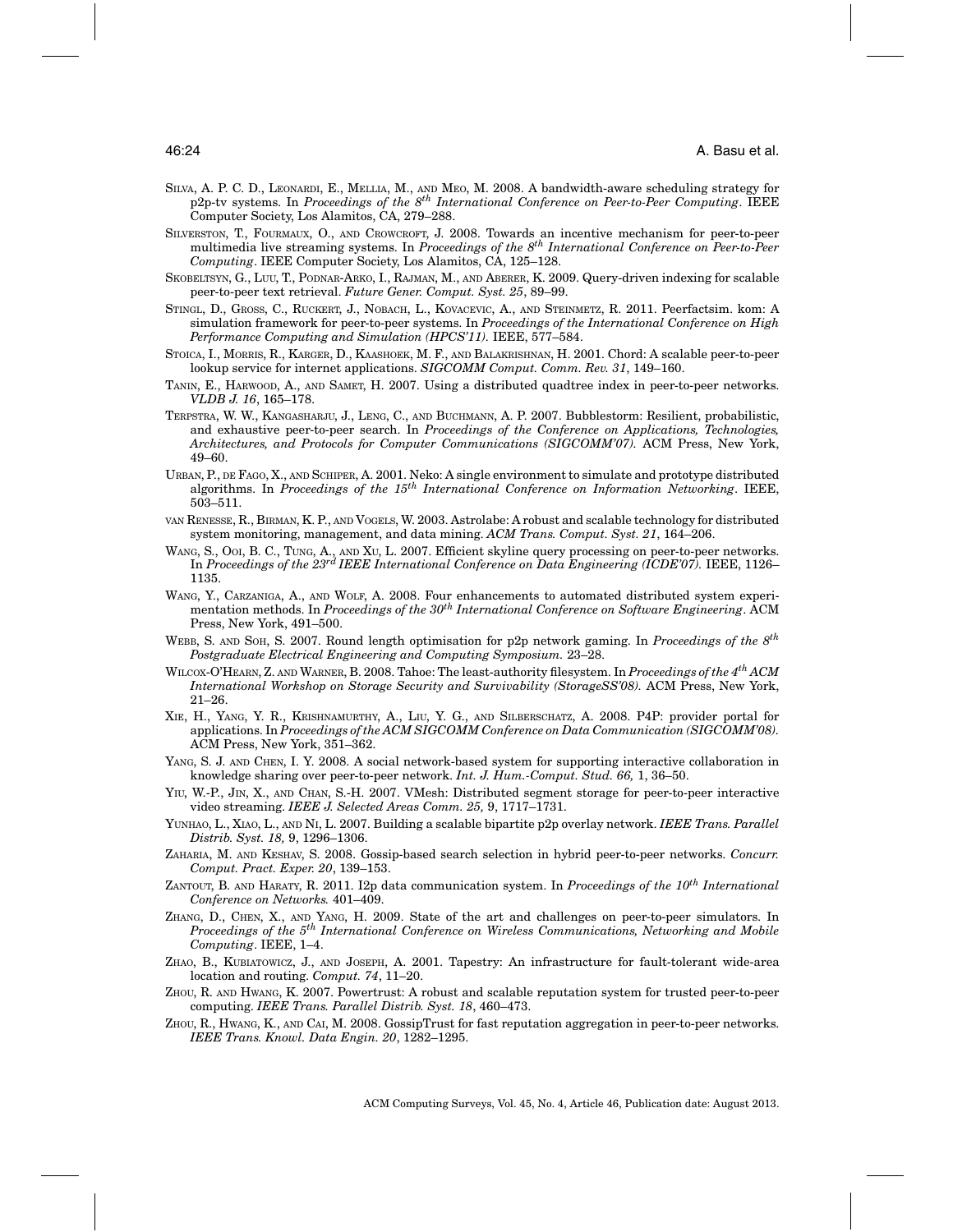SILVA, A. P. C. D., LEONARDI, E., MELLIA, M., AND MEO, M. 2008. A bandwidth-aware scheduling strategy for p2p-tv systems. In *Proceedings of the $8^{th}$ International Conference on Peer-to-Peer Computing*. IEEE Computer Society, Los Alamitos, CA, 279–288.

SILVERSTON, T., FOURMAUX, O., AND CROWCROFT, J. 2008. Towards an incentive mechanism for peer-to-peer multimedia live streaming systems. In *Proceedings of the $8^{th}$ International Conference on Peer-to-Peer Computing*. IEEE Computer Society, Los Alamitos, CA, 125–128.

SKOBELTSYN, G., LUU, T., PODNAR-ARKO, I., RAJMAN, M., AND ABERER, K. 2009. Query-driven indexing for scalable peer-to-peer text retrieval. *Future Gener. Comput. Syst. 25*, 89–99.

STINGL, D., GROSS, C., RUCKERT, J., NOBACH, L., KOVACEVIC, A., AND STEINMETZ, R. 2011. Peerfactsim. kom: A simulation framework for peer-to-peer systems. In *Proceedings of the International Conference on High Performance Computing and Simulation (HPCS'11)*. IEEE, 577–584.

STOICA, I., MORRIS, R., KARGER, D., KAASHOEK, M. F., AND BALAKRISHNAN, H. 2001. Chord: A scalable peer-to-peer lookup service for internet applications. *SIGCOMM Comput. Comm. Rev. 31*, 149–160.

TANIN, E., HARWOOD, A., AND SAMET, H. 2007. Using a distributed quadtree index in peer-to-peer networks. *VLDB J. 16*, 165–178.

TERPSTRA, W. W., KANGASHARJU, J., LENG, C., AND BUCHMANN, A. P. 2007. Bubblestorm: Resilient, probabilistic, and exhaustive peer-to-peer search. In *Proceedings of the Conference on Applications, Technologies, Architectures, and Protocols for Computer Communications (SIGCOMM'07)*. ACM Press, New York, 49–60.

URBAN, P., DE FAGO, X., AND SCHIPER, A. 2001. Neko: A single environment to simulate and prototype distributed algorithms. In *Proceedings of the $15^{th}$ International Conference on Information Networking*. IEEE, 503–511.

VAN RENESSE, R., BIRMAN, K. P., AND VOGELS, W. 2003. Astrolabe: A robust and scalable technology for distributed system monitoring, management, and data mining. *ACM Trans. Comput. Syst. 21*, 164–206.

WANG, S., OOI, B. C., TUNG, A., AND XU, L. 2007. Efficient skyline query processing on peer-to-peer networks. In *Proceedings of the $23^{rd}$ IEEE International Conference on Data Engineering (ICDE'07)*. IEEE, 1126–1135.

WANG, Y., CARZANIGA, A., AND WOLF, A. 2008. Four enhancements to automated distributed system experimentation methods. In *Proceedings of the $30^{th}$ International Conference on Software Engineering*. ACM Press, New York, 491–500.

WEBB, S. AND SOH, S. 2007. Round length optimisation for p2p network gaming. In *Proceedings of the $8^{th}$ Postgraduate Electrical Engineering and Computing Symposium*. 23–28.

WILCOX-O'HEARN, Z. AND WARNER, B. 2008. Tahoe: The least-authority filesystem. In *Proceedings of the $4^{th}$ ACM International Workshop on Storage Security and Survivability (StorageSS'08)*. ACM Press, New York, 21–26.

XIE, H., YANG, Y. R., KRISHNAMURTHY, A., LIU, Y. G., AND SILBERSCHATZ, A. 2008. P4P: provider portal for applications. In *Proceedings of the ACM SIGCOMM Conference on Data Communication (SIGCOMM'08)*. ACM Press, New York, 351–362.

YANG, S. J. AND CHEN, I. Y. 2008. A social network-based system for supporting interactive collaboration in knowledge sharing over peer-to-peer network. *Int. J. Hum.-Comput. Stud. 66,* 1, 36–50.

YIU, W.-P., JIN, X., AND CHAN, S.-H. 2007. VMesh: Distributed segment storage for peer-to-peer interactive video streaming. *IEEE J. Selected Areas Comm. 25,* 9, 1717–1731.

YUNHAO, L., XIAO, L., AND NI, L. 2007. Building a scalable bipartite p2p overlay network. *IEEE Trans. Parallel Distrib. Syst. 18,* 9, 1296–1306.

ZAHARIA, M. AND KESHAV, S. 2008. Gossip-based search selection in hybrid peer-to-peer networks. *Concurr. Comput. Pract. Exper. 20*, 139–153.

ZANTOUT, B. AND HARATY, R. 2011. I2p data communication system. In *Proceedings of the $10^{th}$ International Conference on Networks.* 401–409.

ZHANG, D., CHEN, X., AND YANG, H. 2009. State of the art and challenges on peer-to-peer simulators. In *Proceedings of the $5^{th}$ International Conference on Wireless Communications, Networking and Mobile Computing*. IEEE, 1–4.

ZHAO, B., KUBIATOWICZ, J., AND JOSEPH, A. 2001. Tapestry: An infrastructure for fault-tolerant wide-area location and routing. *Comput. 74*, 11–20.

ZHOU, R. AND HWANG, K. 2007. Powertrust: A robust and scalable reputation system for trusted peer-to-peer computing. *IEEE Trans. Parallel Distrib. Syst. 18*, 460–473.

ZHOU, R., HWANG, K., AND CAI, M. 2008. GossipTrust for fast reputation aggregation in peer-to-peer networks. *IEEE Trans. Knowl. Data Engin. 20*, 1282–1295.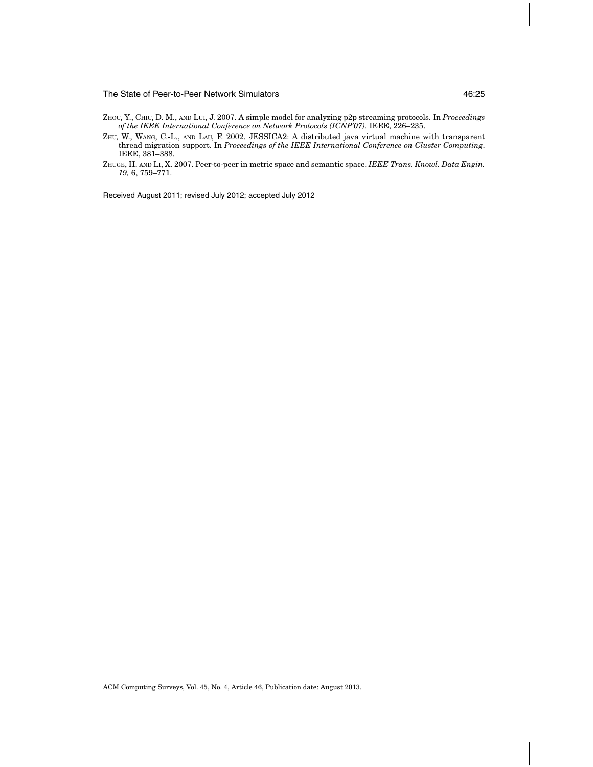Zhou, Y., Chiu, D. M., and Lui, J. 2007. A simple model for analyzing p2p streaming protocols. In *Proceedings of the IEEE International Conference on Network Protocols (ICNP'07)*. IEEE, 226–235.

Zhu, W., Wang, C.-L., and Lau, F. 2002. JESSICA2: A distributed java virtual machine with transparent thread migration support. In *Proceedings of the IEEE International Conference on Cluster Computing*. IEEE, 381–388.

Zhuge, H. and Li, X. 2007. Peer-to-peer in metric space and semantic space. *IEEE Trans. Knowl. Data Engin. 19*, 6, 759–771.

Received August 2011; revised July 2012; accepted July 2012